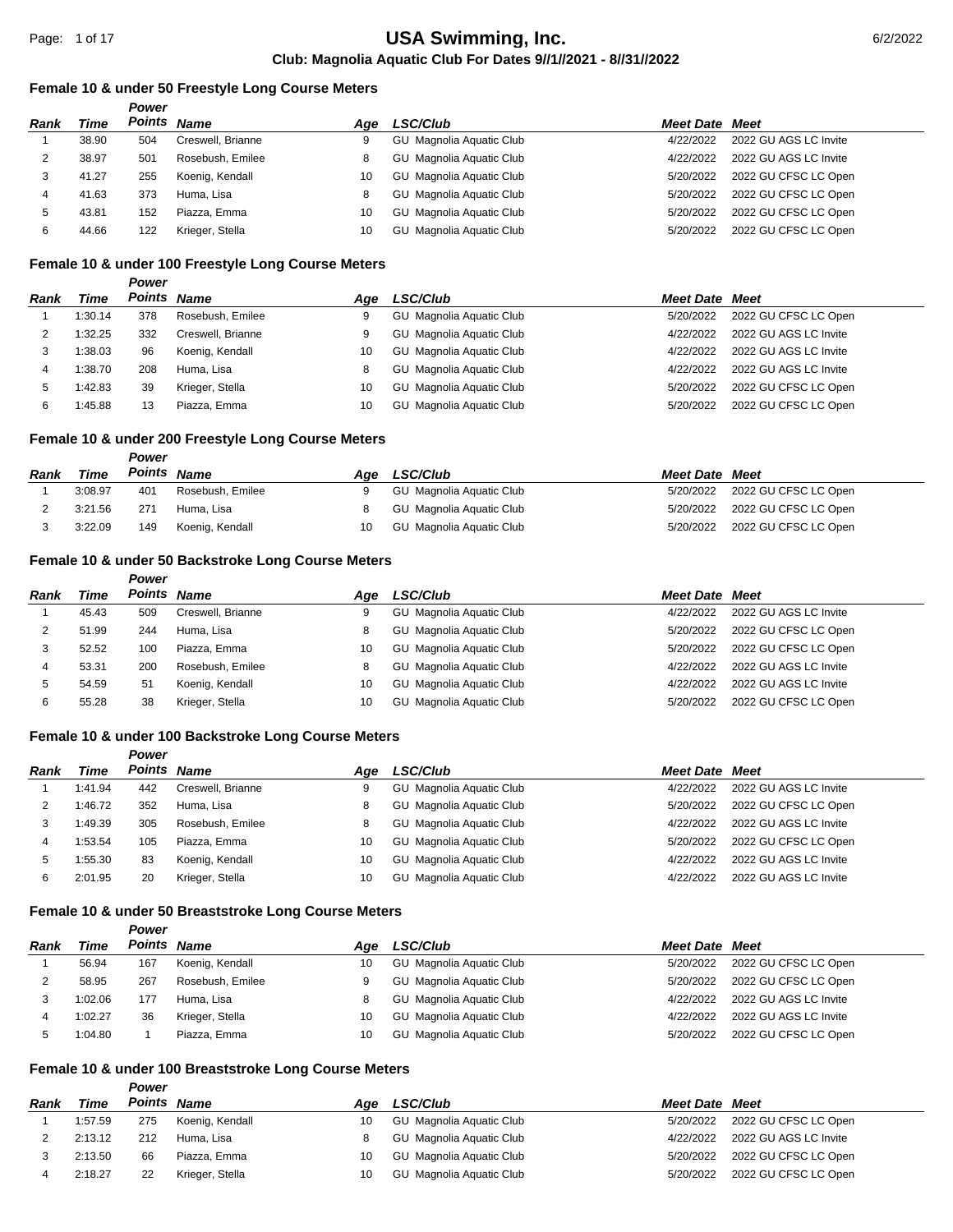# USA Swimming, Inc.

**Club: Magnolia Aquatic Club For Dates 9//1//2021 - 8//31//2022**

### Female 10 & under 50 Freestyle Long Course Meters

| Rank | Time | Power Points | Name | Age | LSC/Club | Meet Date | Meet |
|---|---|---|---|---|---|---|---|
| 1 | 38.90 | 504 | Creswell, Brianne | 9 | GU Magnolia Aquatic Club | 4/22/2022 | 2022 GU AGS LC Invite |
| 2 | 38.97 | 501 | Rosebush, Emilee | 8 | GU Magnolia Aquatic Club | 4/22/2022 | 2022 GU AGS LC Invite |
| 3 | 41.27 | 255 | Koenig, Kendall | 10 | GU Magnolia Aquatic Club | 5/20/2022 | 2022 GU CFSC LC Open |
| 4 | 41.63 | 373 | Huma, Lisa | 8 | GU Magnolia Aquatic Club | 5/20/2022 | 2022 GU CFSC LC Open |
| 5 | 43.81 | 152 | Piazza, Emma | 10 | GU Magnolia Aquatic Club | 5/20/2022 | 2022 GU CFSC LC Open |
| 6 | 44.66 | 122 | Krieger, Stella | 10 | GU Magnolia Aquatic Club | 5/20/2022 | 2022 GU CFSC LC Open |

### Female 10 & under 100 Freestyle Long Course Meters

| Rank | Time | Power Points | Name | Age | LSC/Club | Meet Date | Meet |
|---|---|---|---|---|---|---|---|
| 1 | 1:30.14 | 378 | Rosebush, Emilee | 9 | GU Magnolia Aquatic Club | 5/20/2022 | 2022 GU CFSC LC Open |
| 2 | 1:32.25 | 332 | Creswell, Brianne | 9 | GU Magnolia Aquatic Club | 4/22/2022 | 2022 GU AGS LC Invite |
| 3 | 1:38.03 | 96 | Koenig, Kendall | 10 | GU Magnolia Aquatic Club | 4/22/2022 | 2022 GU AGS LC Invite |
| 4 | 1:38.70 | 208 | Huma, Lisa | 8 | GU Magnolia Aquatic Club | 4/22/2022 | 2022 GU AGS LC Invite |
| 5 | 1:42.83 | 39 | Krieger, Stella | 10 | GU Magnolia Aquatic Club | 5/20/2022 | 2022 GU CFSC LC Open |
| 6 | 1:45.88 | 13 | Piazza, Emma | 10 | GU Magnolia Aquatic Club | 5/20/2022 | 2022 GU CFSC LC Open |

### Female 10 & under 200 Freestyle Long Course Meters

| Rank | Time | Power Points | Name | Age | LSC/Club | Meet Date | Meet |
|---|---|---|---|---|---|---|---|
| 1 | 3:08.97 | 401 | Rosebush, Emilee | 9 | GU Magnolia Aquatic Club | 5/20/2022 | 2022 GU CFSC LC Open |
| 2 | 3:21.56 | 271 | Huma, Lisa | 8 | GU Magnolia Aquatic Club | 5/20/2022 | 2022 GU CFSC LC Open |
| 3 | 3:22.09 | 149 | Koenig, Kendall | 10 | GU Magnolia Aquatic Club | 5/20/2022 | 2022 GU CFSC LC Open |

### Female 10 & under 50 Backstroke Long Course Meters

| Rank | Time | Power Points | Name | Age | LSC/Club | Meet Date | Meet |
|---|---|---|---|---|---|---|---|
| 1 | 45.43 | 509 | Creswell, Brianne | 9 | GU Magnolia Aquatic Club | 4/22/2022 | 2022 GU AGS LC Invite |
| 2 | 51.99 | 244 | Huma, Lisa | 8 | GU Magnolia Aquatic Club | 5/20/2022 | 2022 GU CFSC LC Open |
| 3 | 52.52 | 100 | Piazza, Emma | 10 | GU Magnolia Aquatic Club | 5/20/2022 | 2022 GU CFSC LC Open |
| 4 | 53.31 | 200 | Rosebush, Emilee | 8 | GU Magnolia Aquatic Club | 4/22/2022 | 2022 GU AGS LC Invite |
| 5 | 54.59 | 51 | Koenig, Kendall | 10 | GU Magnolia Aquatic Club | 4/22/2022 | 2022 GU AGS LC Invite |
| 6 | 55.28 | 38 | Krieger, Stella | 10 | GU Magnolia Aquatic Club | 5/20/2022 | 2022 GU CFSC LC Open |

### Female 10 & under 100 Backstroke Long Course Meters

| Rank | Time | Power Points | Name | Age | LSC/Club | Meet Date | Meet |
|---|---|---|---|---|---|---|---|
| 1 | 1:41.94 | 442 | Creswell, Brianne | 9 | GU Magnolia Aquatic Club | 4/22/2022 | 2022 GU AGS LC Invite |
| 2 | 1:46.72 | 352 | Huma, Lisa | 8 | GU Magnolia Aquatic Club | 5/20/2022 | 2022 GU CFSC LC Open |
| 3 | 1:49.39 | 305 | Rosebush, Emilee | 8 | GU Magnolia Aquatic Club | 4/22/2022 | 2022 GU AGS LC Invite |
| 4 | 1:53.54 | 105 | Piazza, Emma | 10 | GU Magnolia Aquatic Club | 5/20/2022 | 2022 GU CFSC LC Open |
| 5 | 1:55.30 | 83 | Koenig, Kendall | 10 | GU Magnolia Aquatic Club | 4/22/2022 | 2022 GU AGS LC Invite |
| 6 | 2:01.95 | 20 | Krieger, Stella | 10 | GU Magnolia Aquatic Club | 4/22/2022 | 2022 GU AGS LC Invite |

### Female 10 & under 50 Breaststroke Long Course Meters

| Rank | Time | Power Points | Name | Age | LSC/Club | Meet Date | Meet |
|---|---|---|---|---|---|---|---|
| 1 | 56.94 | 167 | Koenig, Kendall | 10 | GU Magnolia Aquatic Club | 5/20/2022 | 2022 GU CFSC LC Open |
| 2 | 58.95 | 267 | Rosebush, Emilee | 9 | GU Magnolia Aquatic Club | 5/20/2022 | 2022 GU CFSC LC Open |
| 3 | 1:02.06 | 177 | Huma, Lisa | 8 | GU Magnolia Aquatic Club | 4/22/2022 | 2022 GU AGS LC Invite |
| 4 | 1:02.27 | 36 | Krieger, Stella | 10 | GU Magnolia Aquatic Club | 4/22/2022 | 2022 GU AGS LC Invite |
| 5 | 1:04.80 | 1 | Piazza, Emma | 10 | GU Magnolia Aquatic Club | 5/20/2022 | 2022 GU CFSC LC Open |

### Female 10 & under 100 Breaststroke Long Course Meters

| Rank | Time | Power Points | Name | Age | LSC/Club | Meet Date | Meet |
|---|---|---|---|---|---|---|---|
| 1 | 1:57.59 | 275 | Koenig, Kendall | 10 | GU Magnolia Aquatic Club | 5/20/2022 | 2022 GU CFSC LC Open |
| 2 | 2:13.12 | 212 | Huma, Lisa | 8 | GU Magnolia Aquatic Club | 4/22/2022 | 2022 GU AGS LC Invite |
| 3 | 2:13.50 | 66 | Piazza, Emma | 10 | GU Magnolia Aquatic Club | 5/20/2022 | 2022 GU CFSC LC Open |
| 4 | 2:18.27 | 22 | Krieger, Stella | 10 | GU Magnolia Aquatic Club | 5/20/2022 | 2022 GU CFSC LC Open |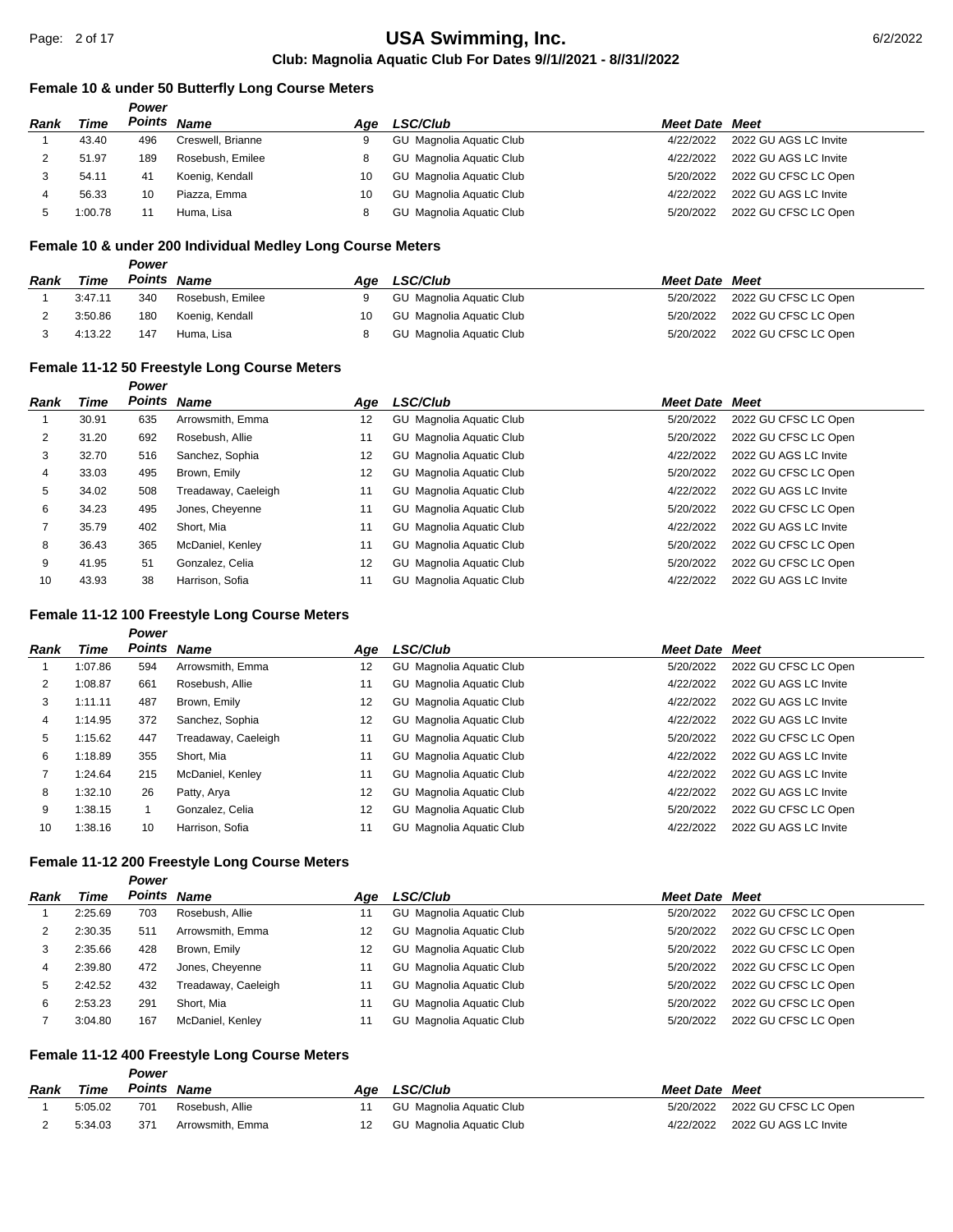# USA Swimming, Inc.

**Club: Magnolia Aquatic Club For Dates 9//1//2021 - 8//31//2022**

### Female 10 & under 50 Butterfly Long Course Meters

| Rank | Time | Power Points | Name | Age | LSC/Club | Meet Date | Meet |
|---|---|---|---|---|---|---|---|
| 1 | 43.40 | 496 | Creswell, Brianne | 9 | GU Magnolia Aquatic Club | 4/22/2022 | 2022 GU AGS LC Invite |
| 2 | 51.97 | 189 | Rosebush, Emilee | 8 | GU Magnolia Aquatic Club | 4/22/2022 | 2022 GU AGS LC Invite |
| 3 | 54.11 | 41 | Koenig, Kendall | 10 | GU Magnolia Aquatic Club | 5/20/2022 | 2022 GU CFSC LC Open |
| 4 | 56.33 | 10 | Piazza, Emma | 10 | GU Magnolia Aquatic Club | 4/22/2022 | 2022 GU AGS LC Invite |
| 5 | 1:00.78 | 11 | Huma, Lisa | 8 | GU Magnolia Aquatic Club | 5/20/2022 | 2022 GU CFSC LC Open |

### Female 10 & under 200 Individual Medley Long Course Meters

| Rank | Time | Power Points | Name | Age | LSC/Club | Meet Date | Meet |
|---|---|---|---|---|---|---|---|
| 1 | 3:47.11 | 340 | Rosebush, Emilee | 9 | GU Magnolia Aquatic Club | 5/20/2022 | 2022 GU CFSC LC Open |
| 2 | 3:50.86 | 180 | Koenig, Kendall | 10 | GU Magnolia Aquatic Club | 5/20/2022 | 2022 GU CFSC LC Open |
| 3 | 4:13.22 | 147 | Huma, Lisa | 8 | GU Magnolia Aquatic Club | 5/20/2022 | 2022 GU CFSC LC Open |

### Female 11-12 50 Freestyle Long Course Meters

| Rank | Time | Power Points | Name | Age | LSC/Club | Meet Date | Meet |
|---|---|---|---|---|---|---|---|
| 1 | 30.91 | 635 | Arrowsmith, Emma | 12 | GU Magnolia Aquatic Club | 5/20/2022 | 2022 GU CFSC LC Open |
| 2 | 31.20 | 692 | Rosebush, Allie | 11 | GU Magnolia Aquatic Club | 5/20/2022 | 2022 GU CFSC LC Open |
| 3 | 32.70 | 516 | Sanchez, Sophia | 12 | GU Magnolia Aquatic Club | 4/22/2022 | 2022 GU AGS LC Invite |
| 4 | 33.03 | 495 | Brown, Emily | 12 | GU Magnolia Aquatic Club | 5/20/2022 | 2022 GU CFSC LC Open |
| 5 | 34.02 | 508 | Treadaway, Caeleigh | 11 | GU Magnolia Aquatic Club | 4/22/2022 | 2022 GU AGS LC Invite |
| 6 | 34.23 | 495 | Jones, Cheyenne | 11 | GU Magnolia Aquatic Club | 5/20/2022 | 2022 GU CFSC LC Open |
| 7 | 35.79 | 402 | Short, Mia | 11 | GU Magnolia Aquatic Club | 4/22/2022 | 2022 GU AGS LC Invite |
| 8 | 36.43 | 365 | McDaniel, Kenley | 11 | GU Magnolia Aquatic Club | 5/20/2022 | 2022 GU CFSC LC Open |
| 9 | 41.95 | 51 | Gonzalez, Celia | 12 | GU Magnolia Aquatic Club | 5/20/2022 | 2022 GU CFSC LC Open |
| 10 | 43.93 | 38 | Harrison, Sofia | 11 | GU Magnolia Aquatic Club | 4/22/2022 | 2022 GU AGS LC Invite |

### Female 11-12 100 Freestyle Long Course Meters

| Rank | Time | Power Points | Name | Age | LSC/Club | Meet Date | Meet |
|---|---|---|---|---|---|---|---|
| 1 | 1:07.86 | 594 | Arrowsmith, Emma | 12 | GU Magnolia Aquatic Club | 5/20/2022 | 2022 GU CFSC LC Open |
| 2 | 1:08.87 | 661 | Rosebush, Allie | 11 | GU Magnolia Aquatic Club | 4/22/2022 | 2022 GU AGS LC Invite |
| 3 | 1:11.11 | 487 | Brown, Emily | 12 | GU Magnolia Aquatic Club | 4/22/2022 | 2022 GU AGS LC Invite |
| 4 | 1:14.95 | 372 | Sanchez, Sophia | 12 | GU Magnolia Aquatic Club | 4/22/2022 | 2022 GU AGS LC Invite |
| 5 | 1:15.62 | 447 | Treadaway, Caeleigh | 11 | GU Magnolia Aquatic Club | 5/20/2022 | 2022 GU CFSC LC Open |
| 6 | 1:18.89 | 355 | Short, Mia | 11 | GU Magnolia Aquatic Club | 4/22/2022 | 2022 GU AGS LC Invite |
| 7 | 1:24.64 | 215 | McDaniel, Kenley | 11 | GU Magnolia Aquatic Club | 4/22/2022 | 2022 GU AGS LC Invite |
| 8 | 1:32.10 | 26 | Patty, Arya | 12 | GU Magnolia Aquatic Club | 4/22/2022 | 2022 GU AGS LC Invite |
| 9 | 1:38.15 | 1 | Gonzalez, Celia | 12 | GU Magnolia Aquatic Club | 5/20/2022 | 2022 GU CFSC LC Open |
| 10 | 1:38.16 | 10 | Harrison, Sofia | 11 | GU Magnolia Aquatic Club | 4/22/2022 | 2022 GU AGS LC Invite |

### Female 11-12 200 Freestyle Long Course Meters

| Rank | Time | Power Points | Name | Age | LSC/Club | Meet Date | Meet |
|---|---|---|---|---|---|---|---|
| 1 | 2:25.69 | 703 | Rosebush, Allie | 11 | GU Magnolia Aquatic Club | 5/20/2022 | 2022 GU CFSC LC Open |
| 2 | 2:30.35 | 511 | Arrowsmith, Emma | 12 | GU Magnolia Aquatic Club | 5/20/2022 | 2022 GU CFSC LC Open |
| 3 | 2:35.66 | 428 | Brown, Emily | 12 | GU Magnolia Aquatic Club | 5/20/2022 | 2022 GU CFSC LC Open |
| 4 | 2:39.80 | 472 | Jones, Cheyenne | 11 | GU Magnolia Aquatic Club | 5/20/2022 | 2022 GU CFSC LC Open |
| 5 | 2:42.52 | 432 | Treadaway, Caeleigh | 11 | GU Magnolia Aquatic Club | 5/20/2022 | 2022 GU CFSC LC Open |
| 6 | 2:53.23 | 291 | Short, Mia | 11 | GU Magnolia Aquatic Club | 5/20/2022 | 2022 GU CFSC LC Open |
| 7 | 3:04.80 | 167 | McDaniel, Kenley | 11 | GU Magnolia Aquatic Club | 5/20/2022 | 2022 GU CFSC LC Open |

### Female 11-12 400 Freestyle Long Course Meters

| Rank | Time | Power Points | Name | Age | LSC/Club | Meet Date | Meet |
|---|---|---|---|---|---|---|---|
| 1 | 5:05.02 | 701 | Rosebush, Allie | 11 | GU Magnolia Aquatic Club | 5/20/2022 | 2022 GU CFSC LC Open |
| 2 | 5:34.03 | 371 | Arrowsmith, Emma | 12 | GU Magnolia Aquatic Club | 4/22/2022 | 2022 GU AGS LC Invite |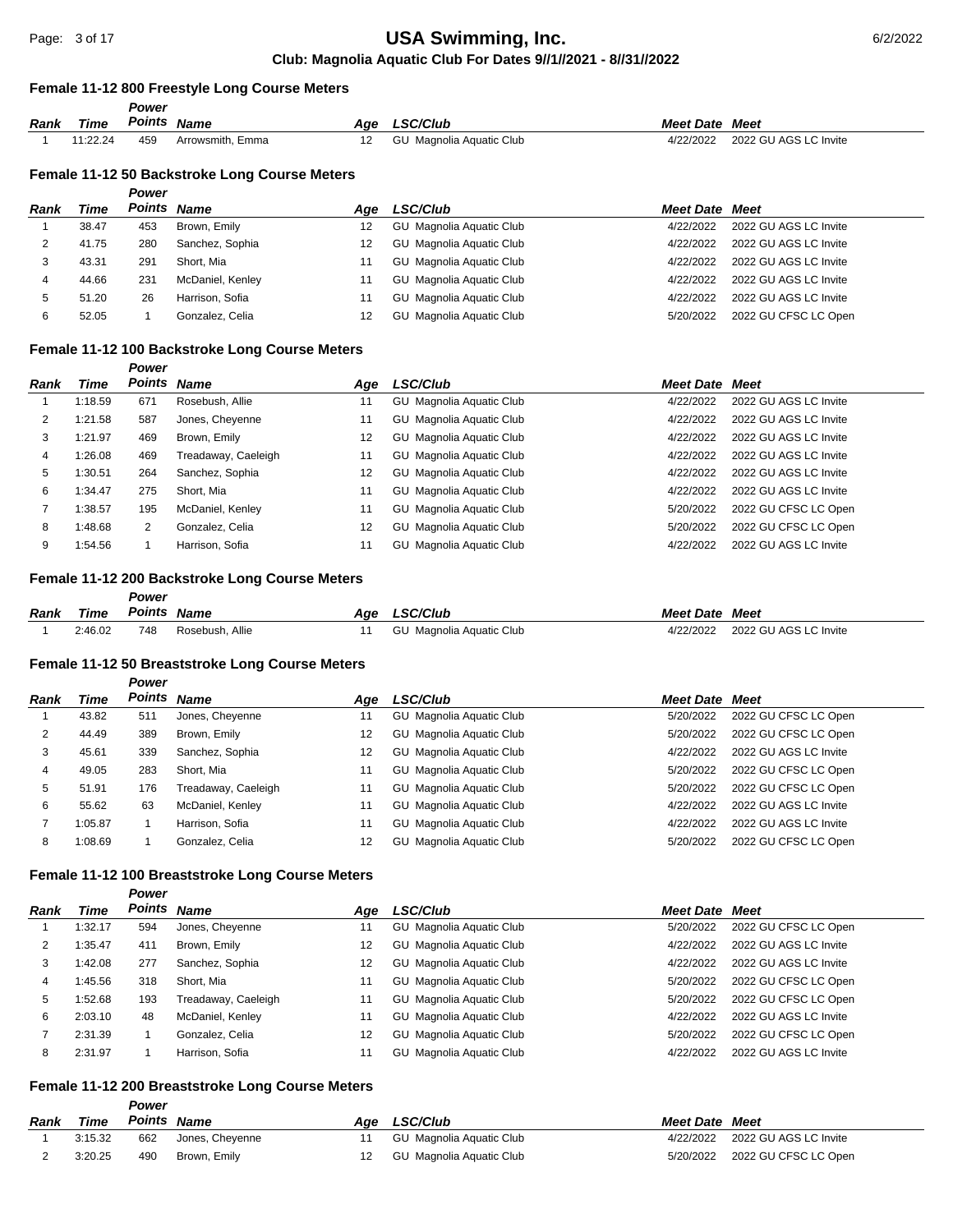# USA Swimming, Inc.

**Club: Magnolia Aquatic Club For Dates 9//1//2021 - 8//31//2022**

### Female 11-12 800 Freestyle Long Course Meters

| Rank | Time | Power Points | Name | Age | LSC/Club | Meet Date | Meet |
|---|---|---|---|---|---|---|---|
| 1 | 11:22.24 | 459 | Arrowsmith, Emma | 12 | GU Magnolia Aquatic Club | 4/22/2022 | 2022 GU AGS LC Invite |

### Female 11-12 50 Backstroke Long Course Meters

| Rank | Time | Power Points | Name | Age | LSC/Club | Meet Date | Meet |
|---|---|---|---|---|---|---|---|
| 1 | 38.47 | 453 | Brown, Emily | 12 | GU Magnolia Aquatic Club | 4/22/2022 | 2022 GU AGS LC Invite |
| 2 | 41.75 | 280 | Sanchez, Sophia | 12 | GU Magnolia Aquatic Club | 4/22/2022 | 2022 GU AGS LC Invite |
| 3 | 43.31 | 291 | Short, Mia | 11 | GU Magnolia Aquatic Club | 4/22/2022 | 2022 GU AGS LC Invite |
| 4 | 44.66 | 231 | McDaniel, Kenley | 11 | GU Magnolia Aquatic Club | 4/22/2022 | 2022 GU AGS LC Invite |
| 5 | 51.20 | 26 | Harrison, Sofia | 11 | GU Magnolia Aquatic Club | 4/22/2022 | 2022 GU AGS LC Invite |
| 6 | 52.05 | 1 | Gonzalez, Celia | 12 | GU Magnolia Aquatic Club | 5/20/2022 | 2022 GU CFSC LC Open |

### Female 11-12 100 Backstroke Long Course Meters

| Rank | Time | Power Points | Name | Age | LSC/Club | Meet Date | Meet |
|---|---|---|---|---|---|---|---|
| 1 | 1:18.59 | 671 | Rosebush, Allie | 11 | GU Magnolia Aquatic Club | 4/22/2022 | 2022 GU AGS LC Invite |
| 2 | 1:21.58 | 587 | Jones, Cheyenne | 11 | GU Magnolia Aquatic Club | 4/22/2022 | 2022 GU AGS LC Invite |
| 3 | 1:21.97 | 469 | Brown, Emily | 12 | GU Magnolia Aquatic Club | 4/22/2022 | 2022 GU AGS LC Invite |
| 4 | 1:26.08 | 469 | Treadaway, Caeleigh | 11 | GU Magnolia Aquatic Club | 4/22/2022 | 2022 GU AGS LC Invite |
| 5 | 1:30.51 | 264 | Sanchez, Sophia | 12 | GU Magnolia Aquatic Club | 4/22/2022 | 2022 GU AGS LC Invite |
| 6 | 1:34.47 | 275 | Short, Mia | 11 | GU Magnolia Aquatic Club | 4/22/2022 | 2022 GU AGS LC Invite |
| 7 | 1:38.57 | 195 | McDaniel, Kenley | 11 | GU Magnolia Aquatic Club | 5/20/2022 | 2022 GU CFSC LC Open |
| 8 | 1:48.68 | 2 | Gonzalez, Celia | 12 | GU Magnolia Aquatic Club | 5/20/2022 | 2022 GU CFSC LC Open |
| 9 | 1:54.56 | 1 | Harrison, Sofia | 11 | GU Magnolia Aquatic Club | 4/22/2022 | 2022 GU AGS LC Invite |

### Female 11-12 200 Backstroke Long Course Meters

| Rank | Time | Power Points | Name | Age | LSC/Club | Meet Date | Meet |
|---|---|---|---|---|---|---|---|
| 1 | 2:46.02 | 748 | Rosebush, Allie | 11 | GU Magnolia Aquatic Club | 4/22/2022 | 2022 GU AGS LC Invite |

### Female 11-12 50 Breaststroke Long Course Meters

| Rank | Time | Power Points | Name | Age | LSC/Club | Meet Date | Meet |
|---|---|---|---|---|---|---|---|
| 1 | 43.82 | 511 | Jones, Cheyenne | 11 | GU Magnolia Aquatic Club | 5/20/2022 | 2022 GU CFSC LC Open |
| 2 | 44.49 | 389 | Brown, Emily | 12 | GU Magnolia Aquatic Club | 5/20/2022 | 2022 GU CFSC LC Open |
| 3 | 45.61 | 339 | Sanchez, Sophia | 12 | GU Magnolia Aquatic Club | 4/22/2022 | 2022 GU AGS LC Invite |
| 4 | 49.05 | 283 | Short, Mia | 11 | GU Magnolia Aquatic Club | 5/20/2022 | 2022 GU CFSC LC Open |
| 5 | 51.91 | 176 | Treadaway, Caeleigh | 11 | GU Magnolia Aquatic Club | 5/20/2022 | 2022 GU CFSC LC Open |
| 6 | 55.62 | 63 | McDaniel, Kenley | 11 | GU Magnolia Aquatic Club | 4/22/2022 | 2022 GU AGS LC Invite |
| 7 | 1:05.87 | 1 | Harrison, Sofia | 11 | GU Magnolia Aquatic Club | 4/22/2022 | 2022 GU AGS LC Invite |
| 8 | 1:08.69 | 1 | Gonzalez, Celia | 12 | GU Magnolia Aquatic Club | 5/20/2022 | 2022 GU CFSC LC Open |

### Female 11-12 100 Breaststroke Long Course Meters

| Rank | Time | Power Points | Name | Age | LSC/Club | Meet Date | Meet |
|---|---|---|---|---|---|---|---|
| 1 | 1:32.17 | 594 | Jones, Cheyenne | 11 | GU Magnolia Aquatic Club | 5/20/2022 | 2022 GU CFSC LC Open |
| 2 | 1:35.47 | 411 | Brown, Emily | 12 | GU Magnolia Aquatic Club | 4/22/2022 | 2022 GU AGS LC Invite |
| 3 | 1:42.08 | 277 | Sanchez, Sophia | 12 | GU Magnolia Aquatic Club | 4/22/2022 | 2022 GU AGS LC Invite |
| 4 | 1:45.56 | 318 | Short, Mia | 11 | GU Magnolia Aquatic Club | 5/20/2022 | 2022 GU CFSC LC Open |
| 5 | 1:52.68 | 193 | Treadaway, Caeleigh | 11 | GU Magnolia Aquatic Club | 5/20/2022 | 2022 GU CFSC LC Open |
| 6 | 2:03.10 | 48 | McDaniel, Kenley | 11 | GU Magnolia Aquatic Club | 4/22/2022 | 2022 GU AGS LC Invite |
| 7 | 2:31.39 | 1 | Gonzalez, Celia | 12 | GU Magnolia Aquatic Club | 5/20/2022 | 2022 GU CFSC LC Open |
| 8 | 2:31.97 | 1 | Harrison, Sofia | 11 | GU Magnolia Aquatic Club | 4/22/2022 | 2022 GU AGS LC Invite |

### Female 11-12 200 Breaststroke Long Course Meters

| Rank | Time | Power Points | Name | Age | LSC/Club | Meet Date | Meet |
|---|---|---|---|---|---|---|---|
| 1 | 3:15.32 | 662 | Jones, Cheyenne | 11 | GU Magnolia Aquatic Club | 4/22/2022 | 2022 GU AGS LC Invite |
| 2 | 3:20.25 | 490 | Brown, Emily | 12 | GU Magnolia Aquatic Club | 5/20/2022 | 2022 GU CFSC LC Open |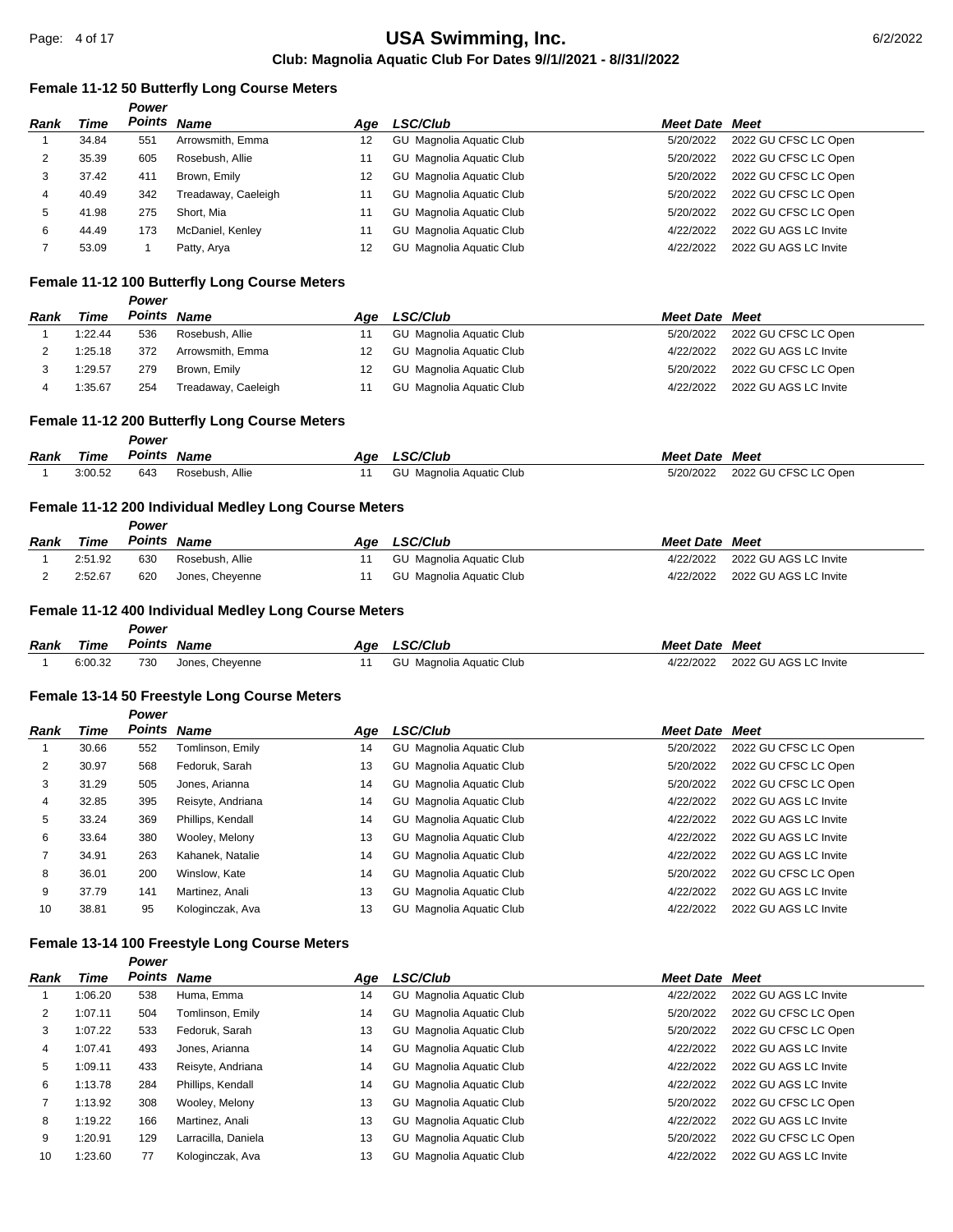### Female 11-12 50 Butterfly Long Course Meters

| Rank | Time | Power Points | Name | Age | LSC/Club | Meet Date | Meet |
|---|---|---|---|---|---|---|---|
| 1 | 34.84 | 551 | Arrowsmith, Emma | 12 | GU Magnolia Aquatic Club | 5/20/2022 | 2022 GU CFSC LC Open |
| 2 | 35.39 | 605 | Rosebush, Allie | 11 | GU Magnolia Aquatic Club | 5/20/2022 | 2022 GU CFSC LC Open |
| 3 | 37.42 | 411 | Brown, Emily | 12 | GU Magnolia Aquatic Club | 5/20/2022 | 2022 GU CFSC LC Open |
| 4 | 40.49 | 342 | Treadaway, Caeleigh | 11 | GU Magnolia Aquatic Club | 5/20/2022 | 2022 GU CFSC LC Open |
| 5 | 41.98 | 275 | Short, Mia | 11 | GU Magnolia Aquatic Club | 5/20/2022 | 2022 GU CFSC LC Open |
| 6 | 44.49 | 173 | McDaniel, Kenley | 11 | GU Magnolia Aquatic Club | 4/22/2022 | 2022 GU AGS LC Invite |
| 7 | 53.09 | 1 | Patty, Arya | 12 | GU Magnolia Aquatic Club | 4/22/2022 | 2022 GU AGS LC Invite |

### Female 11-12 100 Butterfly Long Course Meters

| Rank | Time | Power Points | Name | Age | LSC/Club | Meet Date | Meet |
|---|---|---|---|---|---|---|---|
| 1 | 1:22.44 | 536 | Rosebush, Allie | 11 | GU Magnolia Aquatic Club | 5/20/2022 | 2022 GU CFSC LC Open |
| 2 | 1:25.18 | 372 | Arrowsmith, Emma | 12 | GU Magnolia Aquatic Club | 4/22/2022 | 2022 GU AGS LC Invite |
| 3 | 1:29.57 | 279 | Brown, Emily | 12 | GU Magnolia Aquatic Club | 5/20/2022 | 2022 GU CFSC LC Open |
| 4 | 1:35.67 | 254 | Treadaway, Caeleigh | 11 | GU Magnolia Aquatic Club | 4/22/2022 | 2022 GU AGS LC Invite |

### Female 11-12 200 Butterfly Long Course Meters

| Rank | Time | Power Points | Name | Age | LSC/Club | Meet Date | Meet |
|---|---|---|---|---|---|---|---|
| 1 | 3:00.52 | 643 | Rosebush, Allie | 11 | GU Magnolia Aquatic Club | 5/20/2022 | 2022 GU CFSC LC Open |

### Female 11-12 200 Individual Medley Long Course Meters

| Rank | Time | Power Points | Name | Age | LSC/Club | Meet Date | Meet |
|---|---|---|---|---|---|---|---|
| 1 | 2:51.92 | 630 | Rosebush, Allie | 11 | GU Magnolia Aquatic Club | 4/22/2022 | 2022 GU AGS LC Invite |
| 2 | 2:52.67 | 620 | Jones, Cheyenne | 11 | GU Magnolia Aquatic Club | 4/22/2022 | 2022 GU AGS LC Invite |

### Female 11-12 400 Individual Medley Long Course Meters

| Rank | Time | Power Points | Name | Age | LSC/Club | Meet Date | Meet |
|---|---|---|---|---|---|---|---|
| 1 | 6:00.32 | 730 | Jones, Cheyenne | 11 | GU Magnolia Aquatic Club | 4/22/2022 | 2022 GU AGS LC Invite |

### Female 13-14 50 Freestyle Long Course Meters

| Rank | Time | Power Points | Name | Age | LSC/Club | Meet Date | Meet |
|---|---|---|---|---|---|---|---|
| 1 | 30.66 | 552 | Tomlinson, Emily | 14 | GU Magnolia Aquatic Club | 5/20/2022 | 2022 GU CFSC LC Open |
| 2 | 30.97 | 568 | Fedoruk, Sarah | 13 | GU Magnolia Aquatic Club | 5/20/2022 | 2022 GU CFSC LC Open |
| 3 | 31.29 | 505 | Jones, Arianna | 14 | GU Magnolia Aquatic Club | 5/20/2022 | 2022 GU CFSC LC Open |
| 4 | 32.85 | 395 | Reisyte, Andriana | 14 | GU Magnolia Aquatic Club | 4/22/2022 | 2022 GU AGS LC Invite |
| 5 | 33.24 | 369 | Phillips, Kendall | 14 | GU Magnolia Aquatic Club | 4/22/2022 | 2022 GU AGS LC Invite |
| 6 | 33.64 | 380 | Wooley, Melony | 13 | GU Magnolia Aquatic Club | 4/22/2022 | 2022 GU AGS LC Invite |
| 7 | 34.91 | 263 | Kahanek, Natalie | 14 | GU Magnolia Aquatic Club | 4/22/2022 | 2022 GU AGS LC Invite |
| 8 | 36.01 | 200 | Winslow, Kate | 14 | GU Magnolia Aquatic Club | 5/20/2022 | 2022 GU CFSC LC Open |
| 9 | 37.79 | 141 | Martinez, Anali | 13 | GU Magnolia Aquatic Club | 4/22/2022 | 2022 GU AGS LC Invite |
| 10 | 38.81 | 95 | Kologinczak, Ava | 13 | GU Magnolia Aquatic Club | 4/22/2022 | 2022 GU AGS LC Invite |

### Female 13-14 100 Freestyle Long Course Meters

| Rank | Time | Power Points | Name | Age | LSC/Club | Meet Date | Meet |
|---|---|---|---|---|---|---|---|
| 1 | 1:06.20 | 538 | Huma, Emma | 14 | GU Magnolia Aquatic Club | 4/22/2022 | 2022 GU AGS LC Invite |
| 2 | 1:07.11 | 504 | Tomlinson, Emily | 14 | GU Magnolia Aquatic Club | 5/20/2022 | 2022 GU CFSC LC Open |
| 3 | 1:07.22 | 533 | Fedoruk, Sarah | 13 | GU Magnolia Aquatic Club | 5/20/2022 | 2022 GU CFSC LC Open |
| 4 | 1:07.41 | 493 | Jones, Arianna | 14 | GU Magnolia Aquatic Club | 4/22/2022 | 2022 GU AGS LC Invite |
| 5 | 1:09.11 | 433 | Reisyte, Andriana | 14 | GU Magnolia Aquatic Club | 4/22/2022 | 2022 GU AGS LC Invite |
| 6 | 1:13.78 | 284 | Phillips, Kendall | 14 | GU Magnolia Aquatic Club | 4/22/2022 | 2022 GU AGS LC Invite |
| 7 | 1:13.92 | 308 | Wooley, Melony | 13 | GU Magnolia Aquatic Club | 5/20/2022 | 2022 GU CFSC LC Open |
| 8 | 1:19.22 | 166 | Martinez, Anali | 13 | GU Magnolia Aquatic Club | 4/22/2022 | 2022 GU AGS LC Invite |
| 9 | 1:20.91 | 129 | Larracilla, Daniela | 13 | GU Magnolia Aquatic Club | 5/20/2022 | 2022 GU CFSC LC Open |
| 10 | 1:23.60 | 77 | Kologinczak, Ava | 13 | GU Magnolia Aquatic Club | 4/22/2022 | 2022 GU AGS LC Invite |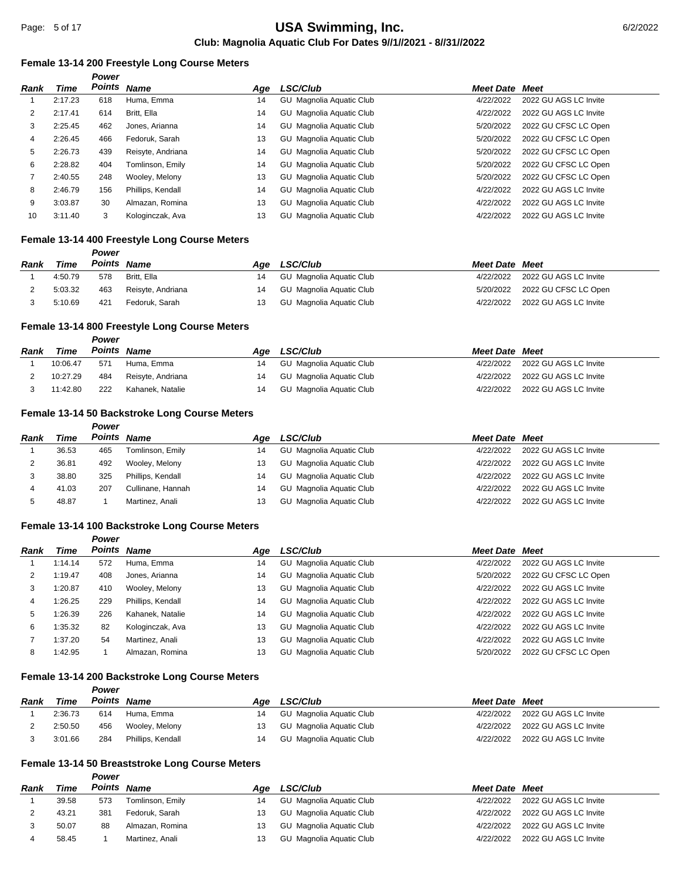**Club: Magnolia Aquatic Club For Dates 9//1//2021 - 8//31//2022**

### Female 13-14 200 Freestyle Long Course Meters

| Rank | Time | Power Points | Name | Age | LSC/Club | Meet Date | Meet |
|---|---|---|---|---|---|---|---|
| 1 | 2:17.23 | 618 | Huma, Emma | 14 | GU Magnolia Aquatic Club | 4/22/2022 | 2022 GU AGS LC Invite |
| 2 | 2:17.41 | 614 | Britt, Ella | 14 | GU Magnolia Aquatic Club | 4/22/2022 | 2022 GU AGS LC Invite |
| 3 | 2:25.45 | 462 | Jones, Arianna | 14 | GU Magnolia Aquatic Club | 5/20/2022 | 2022 GU CFSC LC Open |
| 4 | 2:26.45 | 466 | Fedoruk, Sarah | 13 | GU Magnolia Aquatic Club | 5/20/2022 | 2022 GU CFSC LC Open |
| 5 | 2:26.73 | 439 | Reisyte, Andriana | 14 | GU Magnolia Aquatic Club | 5/20/2022 | 2022 GU CFSC LC Open |
| 6 | 2:28.82 | 404 | Tomlinson, Emily | 14 | GU Magnolia Aquatic Club | 5/20/2022 | 2022 GU CFSC LC Open |
| 7 | 2:40.55 | 248 | Wooley, Melony | 13 | GU Magnolia Aquatic Club | 5/20/2022 | 2022 GU CFSC LC Open |
| 8 | 2:46.79 | 156 | Phillips, Kendall | 14 | GU Magnolia Aquatic Club | 4/22/2022 | 2022 GU AGS LC Invite |
| 9 | 3:03.87 | 30 | Almazan, Romina | 13 | GU Magnolia Aquatic Club | 4/22/2022 | 2022 GU AGS LC Invite |
| 10 | 3:11.40 | 3 | Kologinczak, Ava | 13 | GU Magnolia Aquatic Club | 4/22/2022 | 2022 GU AGS LC Invite |

### Female 13-14 400 Freestyle Long Course Meters

| Rank | Time | Power Points | Name | Age | LSC/Club | Meet Date | Meet |
|---|---|---|---|---|---|---|---|
| 1 | 4:50.79 | 578 | Britt, Ella | 14 | GU Magnolia Aquatic Club | 4/22/2022 | 2022 GU AGS LC Invite |
| 2 | 5:03.32 | 463 | Reisyte, Andriana | 14 | GU Magnolia Aquatic Club | 5/20/2022 | 2022 GU CFSC LC Open |
| 3 | 5:10.69 | 421 | Fedoruk, Sarah | 13 | GU Magnolia Aquatic Club | 4/22/2022 | 2022 GU AGS LC Invite |

### Female 13-14 800 Freestyle Long Course Meters

| Rank | Time | Power Points | Name | Age | LSC/Club | Meet Date | Meet |
|---|---|---|---|---|---|---|---|
| 1 | 10:06.47 | 571 | Huma, Emma | 14 | GU Magnolia Aquatic Club | 4/22/2022 | 2022 GU AGS LC Invite |
| 2 | 10:27.29 | 484 | Reisyte, Andriana | 14 | GU Magnolia Aquatic Club | 4/22/2022 | 2022 GU AGS LC Invite |
| 3 | 11:42.80 | 222 | Kahanek, Natalie | 14 | GU Magnolia Aquatic Club | 4/22/2022 | 2022 GU AGS LC Invite |

### Female 13-14 50 Backstroke Long Course Meters

| Rank | Time | Power Points | Name | Age | LSC/Club | Meet Date | Meet |
|---|---|---|---|---|---|---|---|
| 1 | 36.53 | 465 | Tomlinson, Emily | 14 | GU Magnolia Aquatic Club | 4/22/2022 | 2022 GU AGS LC Invite |
| 2 | 36.81 | 492 | Wooley, Melony | 13 | GU Magnolia Aquatic Club | 4/22/2022 | 2022 GU AGS LC Invite |
| 3 | 38.80 | 325 | Phillips, Kendall | 14 | GU Magnolia Aquatic Club | 4/22/2022 | 2022 GU AGS LC Invite |
| 4 | 41.03 | 207 | Cullinane, Hannah | 14 | GU Magnolia Aquatic Club | 4/22/2022 | 2022 GU AGS LC Invite |
| 5 | 48.87 | 1 | Martinez, Anali | 13 | GU Magnolia Aquatic Club | 4/22/2022 | 2022 GU AGS LC Invite |

### Female 13-14 100 Backstroke Long Course Meters

| Rank | Time | Power Points | Name | Age | LSC/Club | Meet Date | Meet |
|---|---|---|---|---|---|---|---|
| 1 | 1:14.14 | 572 | Huma, Emma | 14 | GU Magnolia Aquatic Club | 4/22/2022 | 2022 GU AGS LC Invite |
| 2 | 1:19.47 | 408 | Jones, Arianna | 14 | GU Magnolia Aquatic Club | 5/20/2022 | 2022 GU CFSC LC Open |
| 3 | 1:20.87 | 410 | Wooley, Melony | 13 | GU Magnolia Aquatic Club | 4/22/2022 | 2022 GU AGS LC Invite |
| 4 | 1:26.25 | 229 | Phillips, Kendall | 14 | GU Magnolia Aquatic Club | 4/22/2022 | 2022 GU AGS LC Invite |
| 5 | 1:26.39 | 226 | Kahanek, Natalie | 14 | GU Magnolia Aquatic Club | 4/22/2022 | 2022 GU AGS LC Invite |
| 6 | 1:35.32 | 82 | Kologinczak, Ava | 13 | GU Magnolia Aquatic Club | 4/22/2022 | 2022 GU AGS LC Invite |
| 7 | 1:37.20 | 54 | Martinez, Anali | 13 | GU Magnolia Aquatic Club | 4/22/2022 | 2022 GU AGS LC Invite |
| 8 | 1:42.95 | 1 | Almazan, Romina | 13 | GU Magnolia Aquatic Club | 5/20/2022 | 2022 GU CFSC LC Open |

### Female 13-14 200 Backstroke Long Course Meters

| Rank | Time | Power Points | Name | Age | LSC/Club | Meet Date | Meet |
|---|---|---|---|---|---|---|---|
| 1 | 2:36.73 | 614 | Huma, Emma | 14 | GU Magnolia Aquatic Club | 4/22/2022 | 2022 GU AGS LC Invite |
| 2 | 2:50.50 | 456 | Wooley, Melony | 13 | GU Magnolia Aquatic Club | 4/22/2022 | 2022 GU AGS LC Invite |
| 3 | 3:01.66 | 284 | Phillips, Kendall | 14 | GU Magnolia Aquatic Club | 4/22/2022 | 2022 GU AGS LC Invite |

### Female 13-14 50 Breaststroke Long Course Meters

| Rank | Time | Power Points | Name | Age | LSC/Club | Meet Date | Meet |
|---|---|---|---|---|---|---|---|
| 1 | 39.58 | 573 | Tomlinson, Emily | 14 | GU Magnolia Aquatic Club | 4/22/2022 | 2022 GU AGS LC Invite |
| 2 | 43.21 | 381 | Fedoruk, Sarah | 13 | GU Magnolia Aquatic Club | 4/22/2022 | 2022 GU AGS LC Invite |
| 3 | 50.07 | 88 | Almazan, Romina | 13 | GU Magnolia Aquatic Club | 4/22/2022 | 2022 GU AGS LC Invite |
| 4 | 58.45 | 1 | Martinez, Anali | 13 | GU Magnolia Aquatic Club | 4/22/2022 | 2022 GU AGS LC Invite |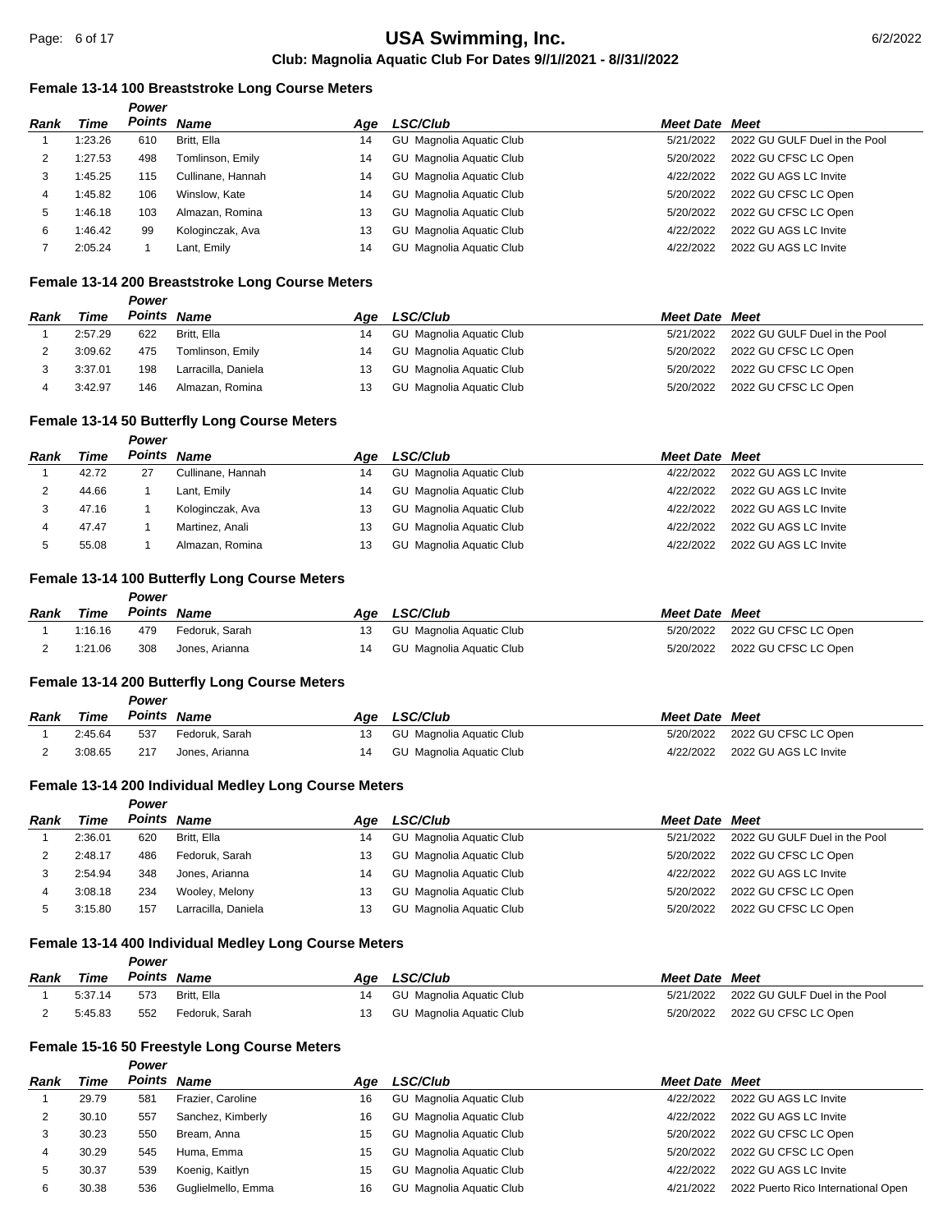### Female 13-14 100 Breaststroke Long Course Meters

| Rank | Time | Power Points | Name | Age | LSC/Club | Meet Date | Meet |
|---|---|---|---|---|---|---|---|
| 1 | 1:23.26 | 610 | Britt, Ella | 14 | GU Magnolia Aquatic Club | 5/21/2022 | 2022 GU GULF Duel in the Pool |
| 2 | 1:27.53 | 498 | Tomlinson, Emily | 14 | GU Magnolia Aquatic Club | 5/20/2022 | 2022 GU CFSC LC Open |
| 3 | 1:45.25 | 115 | Cullinane, Hannah | 14 | GU Magnolia Aquatic Club | 4/22/2022 | 2022 GU AGS LC Invite |
| 4 | 1:45.82 | 106 | Winslow, Kate | 14 | GU Magnolia Aquatic Club | 5/20/2022 | 2022 GU CFSC LC Open |
| 5 | 1:46.18 | 103 | Almazan, Romina | 13 | GU Magnolia Aquatic Club | 5/20/2022 | 2022 GU CFSC LC Open |
| 6 | 1:46.42 | 99 | Kologinczak, Ava | 13 | GU Magnolia Aquatic Club | 4/22/2022 | 2022 GU AGS LC Invite |
| 7 | 2:05.24 | 1 | Lant, Emily | 14 | GU Magnolia Aquatic Club | 4/22/2022 | 2022 GU AGS LC Invite |

### Female 13-14 200 Breaststroke Long Course Meters

| Rank | Time | Power Points | Name | Age | LSC/Club | Meet Date | Meet |
|---|---|---|---|---|---|---|---|
| 1 | 2:57.29 | 622 | Britt, Ella | 14 | GU Magnolia Aquatic Club | 5/21/2022 | 2022 GU GULF Duel in the Pool |
| 2 | 3:09.62 | 475 | Tomlinson, Emily | 14 | GU Magnolia Aquatic Club | 5/20/2022 | 2022 GU CFSC LC Open |
| 3 | 3:37.01 | 198 | Larracilla, Daniela | 13 | GU Magnolia Aquatic Club | 5/20/2022 | 2022 GU CFSC LC Open |
| 4 | 3:42.97 | 146 | Almazan, Romina | 13 | GU Magnolia Aquatic Club | 5/20/2022 | 2022 GU CFSC LC Open |

### Female 13-14 50 Butterfly Long Course Meters

| Rank | Time | Power Points | Name | Age | LSC/Club | Meet Date | Meet |
|---|---|---|---|---|---|---|---|
| 1 | 42.72 | 27 | Cullinane, Hannah | 14 | GU Magnolia Aquatic Club | 4/22/2022 | 2022 GU AGS LC Invite |
| 2 | 44.66 | 1 | Lant, Emily | 14 | GU Magnolia Aquatic Club | 4/22/2022 | 2022 GU AGS LC Invite |
| 3 | 47.16 | 1 | Kologinczak, Ava | 13 | GU Magnolia Aquatic Club | 4/22/2022 | 2022 GU AGS LC Invite |
| 4 | 47.47 | 1 | Martinez, Anali | 13 | GU Magnolia Aquatic Club | 4/22/2022 | 2022 GU AGS LC Invite |
| 5 | 55.08 | 1 | Almazan, Romina | 13 | GU Magnolia Aquatic Club | 4/22/2022 | 2022 GU AGS LC Invite |

### Female 13-14 100 Butterfly Long Course Meters

| Rank | Time | Power Points | Name | Age | LSC/Club | Meet Date | Meet |
|---|---|---|---|---|---|---|---|
| 1 | 1:16.16 | 479 | Fedoruk, Sarah | 13 | GU Magnolia Aquatic Club | 5/20/2022 | 2022 GU CFSC LC Open |
| 2 | 1:21.06 | 308 | Jones, Arianna | 14 | GU Magnolia Aquatic Club | 5/20/2022 | 2022 GU CFSC LC Open |

### Female 13-14 200 Butterfly Long Course Meters

| Rank | Time | Power Points | Name | Age | LSC/Club | Meet Date | Meet |
|---|---|---|---|---|---|---|---|
| 1 | 2:45.64 | 537 | Fedoruk, Sarah | 13 | GU Magnolia Aquatic Club | 5/20/2022 | 2022 GU CFSC LC Open |
| 2 | 3:08.65 | 217 | Jones, Arianna | 14 | GU Magnolia Aquatic Club | 4/22/2022 | 2022 GU AGS LC Invite |

### Female 13-14 200 Individual Medley Long Course Meters

| Rank | Time | Power Points | Name | Age | LSC/Club | Meet Date | Meet |
|---|---|---|---|---|---|---|---|
| 1 | 2:36.01 | 620 | Britt, Ella | 14 | GU Magnolia Aquatic Club | 5/21/2022 | 2022 GU GULF Duel in the Pool |
| 2 | 2:48.17 | 486 | Fedoruk, Sarah | 13 | GU Magnolia Aquatic Club | 5/20/2022 | 2022 GU CFSC LC Open |
| 3 | 2:54.94 | 348 | Jones, Arianna | 14 | GU Magnolia Aquatic Club | 4/22/2022 | 2022 GU AGS LC Invite |
| 4 | 3:08.18 | 234 | Wooley, Melony | 13 | GU Magnolia Aquatic Club | 5/20/2022 | 2022 GU CFSC LC Open |
| 5 | 3:15.80 | 157 | Larracilla, Daniela | 13 | GU Magnolia Aquatic Club | 5/20/2022 | 2022 GU CFSC LC Open |

### Female 13-14 400 Individual Medley Long Course Meters

| Rank | Time | Power Points | Name | Age | LSC/Club | Meet Date | Meet |
|---|---|---|---|---|---|---|---|
| 1 | 5:37.14 | 573 | Britt, Ella | 14 | GU Magnolia Aquatic Club | 5/21/2022 | 2022 GU GULF Duel in the Pool |
| 2 | 5:45.83 | 552 | Fedoruk, Sarah | 13 | GU Magnolia Aquatic Club | 5/20/2022 | 2022 GU CFSC LC Open |

### Female 15-16 50 Freestyle Long Course Meters

| Rank | Time | Power Points | Name | Age | LSC/Club | Meet Date | Meet |
|---|---|---|---|---|---|---|---|
| 1 | 29.79 | 581 | Frazier, Caroline | 16 | GU Magnolia Aquatic Club | 4/22/2022 | 2022 GU AGS LC Invite |
| 2 | 30.10 | 557 | Sanchez, Kimberly | 16 | GU Magnolia Aquatic Club | 4/22/2022 | 2022 GU AGS LC Invite |
| 3 | 30.23 | 550 | Bream, Anna | 15 | GU Magnolia Aquatic Club | 5/20/2022 | 2022 GU CFSC LC Open |
| 4 | 30.29 | 545 | Huma, Emma | 15 | GU Magnolia Aquatic Club | 5/20/2022 | 2022 GU CFSC LC Open |
| 5 | 30.37 | 539 | Koenig, Kaitlyn | 15 | GU Magnolia Aquatic Club | 4/22/2022 | 2022 GU AGS LC Invite |
| 6 | 30.38 | 536 | Guglielmello, Emma | 16 | GU Magnolia Aquatic Club | 4/21/2022 | 2022 Puerto Rico International Open |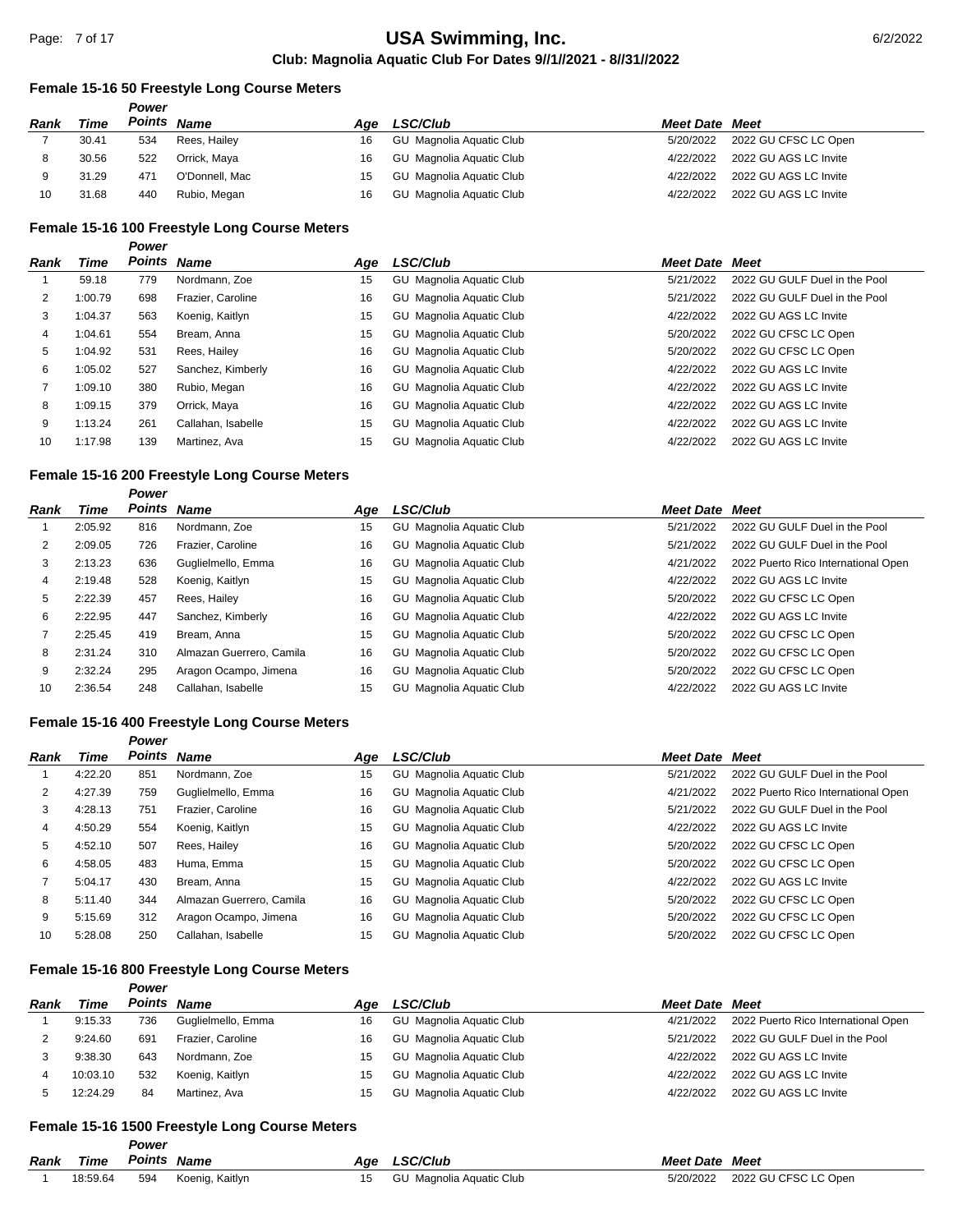# USA Swimming, Inc.

**Club: Magnolia Aquatic Club For Dates 9//1//2021 - 8//31//2022**

### Female 15-16 50 Freestyle Long Course Meters

| Rank | Time | Power Points | Name | Age | LSC/Club | Meet Date | Meet |
|---|---|---|---|---|---|---|---|
| 7 | 30.41 | 534 | Rees, Hailey | 16 | GU Magnolia Aquatic Club | 5/20/2022 | 2022 GU CFSC LC Open |
| 8 | 30.56 | 522 | Orrick, Maya | 16 | GU Magnolia Aquatic Club | 4/22/2022 | 2022 GU AGS LC Invite |
| 9 | 31.29 | 471 | O'Donnell, Mac | 15 | GU Magnolia Aquatic Club | 4/22/2022 | 2022 GU AGS LC Invite |
| 10 | 31.68 | 440 | Rubio, Megan | 16 | GU Magnolia Aquatic Club | 4/22/2022 | 2022 GU AGS LC Invite |

### Female 15-16 100 Freestyle Long Course Meters

| Rank | Time | Power Points | Name | Age | LSC/Club | Meet Date | Meet |
|---|---|---|---|---|---|---|---|
| 1 | 59.18 | 779 | Nordmann, Zoe | 15 | GU Magnolia Aquatic Club | 5/21/2022 | 2022 GU GULF Duel in the Pool |
| 2 | 1:00.79 | 698 | Frazier, Caroline | 16 | GU Magnolia Aquatic Club | 5/21/2022 | 2022 GU GULF Duel in the Pool |
| 3 | 1:04.37 | 563 | Koenig, Kaitlyn | 15 | GU Magnolia Aquatic Club | 4/22/2022 | 2022 GU AGS LC Invite |
| 4 | 1:04.61 | 554 | Bream, Anna | 15 | GU Magnolia Aquatic Club | 5/20/2022 | 2022 GU CFSC LC Open |
| 5 | 1:04.92 | 531 | Rees, Hailey | 16 | GU Magnolia Aquatic Club | 5/20/2022 | 2022 GU CFSC LC Open |
| 6 | 1:05.02 | 527 | Sanchez, Kimberly | 16 | GU Magnolia Aquatic Club | 4/22/2022 | 2022 GU AGS LC Invite |
| 7 | 1:09.10 | 380 | Rubio, Megan | 16 | GU Magnolia Aquatic Club | 4/22/2022 | 2022 GU AGS LC Invite |
| 8 | 1:09.15 | 379 | Orrick, Maya | 16 | GU Magnolia Aquatic Club | 4/22/2022 | 2022 GU AGS LC Invite |
| 9 | 1:13.24 | 261 | Callahan, Isabelle | 15 | GU Magnolia Aquatic Club | 4/22/2022 | 2022 GU AGS LC Invite |
| 10 | 1:17.98 | 139 | Martinez, Ava | 15 | GU Magnolia Aquatic Club | 4/22/2022 | 2022 GU AGS LC Invite |

### Female 15-16 200 Freestyle Long Course Meters

| Rank | Time | Power Points | Name | Age | LSC/Club | Meet Date | Meet |
|---|---|---|---|---|---|---|---|
| 1 | 2:05.92 | 816 | Nordmann, Zoe | 15 | GU Magnolia Aquatic Club | 5/21/2022 | 2022 GU GULF Duel in the Pool |
| 2 | 2:09.05 | 726 | Frazier, Caroline | 16 | GU Magnolia Aquatic Club | 5/21/2022 | 2022 GU GULF Duel in the Pool |
| 3 | 2:13.23 | 636 | Guglielmello, Emma | 16 | GU Magnolia Aquatic Club | 4/21/2022 | 2022 Puerto Rico International Open |
| 4 | 2:19.48 | 528 | Koenig, Kaitlyn | 15 | GU Magnolia Aquatic Club | 4/22/2022 | 2022 GU AGS LC Invite |
| 5 | 2:22.39 | 457 | Rees, Hailey | 16 | GU Magnolia Aquatic Club | 5/20/2022 | 2022 GU CFSC LC Open |
| 6 | 2:22.95 | 447 | Sanchez, Kimberly | 16 | GU Magnolia Aquatic Club | 4/22/2022 | 2022 GU AGS LC Invite |
| 7 | 2:25.45 | 419 | Bream, Anna | 15 | GU Magnolia Aquatic Club | 5/20/2022 | 2022 GU CFSC LC Open |
| 8 | 2:31.24 | 310 | Almazan Guerrero, Camila | 16 | GU Magnolia Aquatic Club | 5/20/2022 | 2022 GU CFSC LC Open |
| 9 | 2:32.24 | 295 | Aragon Ocampo, Jimena | 16 | GU Magnolia Aquatic Club | 5/20/2022 | 2022 GU CFSC LC Open |
| 10 | 2:36.54 | 248 | Callahan, Isabelle | 15 | GU Magnolia Aquatic Club | 4/22/2022 | 2022 GU AGS LC Invite |

### Female 15-16 400 Freestyle Long Course Meters

| Rank | Time | Power Points | Name | Age | LSC/Club | Meet Date | Meet |
|---|---|---|---|---|---|---|---|
| 1 | 4:22.20 | 851 | Nordmann, Zoe | 15 | GU Magnolia Aquatic Club | 5/21/2022 | 2022 GU GULF Duel in the Pool |
| 2 | 4:27.39 | 759 | Guglielmello, Emma | 16 | GU Magnolia Aquatic Club | 4/21/2022 | 2022 Puerto Rico International Open |
| 3 | 4:28.13 | 751 | Frazier, Caroline | 16 | GU Magnolia Aquatic Club | 5/21/2022 | 2022 GU GULF Duel in the Pool |
| 4 | 4:50.29 | 554 | Koenig, Kaitlyn | 15 | GU Magnolia Aquatic Club | 4/22/2022 | 2022 GU AGS LC Invite |
| 5 | 4:52.10 | 507 | Rees, Hailey | 16 | GU Magnolia Aquatic Club | 5/20/2022 | 2022 GU CFSC LC Open |
| 6 | 4:58.05 | 483 | Huma, Emma | 15 | GU Magnolia Aquatic Club | 5/20/2022 | 2022 GU CFSC LC Open |
| 7 | 5:04.17 | 430 | Bream, Anna | 15 | GU Magnolia Aquatic Club | 4/22/2022 | 2022 GU AGS LC Invite |
| 8 | 5:11.40 | 344 | Almazan Guerrero, Camila | 16 | GU Magnolia Aquatic Club | 5/20/2022 | 2022 GU CFSC LC Open |
| 9 | 5:15.69 | 312 | Aragon Ocampo, Jimena | 16 | GU Magnolia Aquatic Club | 5/20/2022 | 2022 GU CFSC LC Open |
| 10 | 5:28.08 | 250 | Callahan, Isabelle | 15 | GU Magnolia Aquatic Club | 5/20/2022 | 2022 GU CFSC LC Open |

### Female 15-16 800 Freestyle Long Course Meters

| Rank | Time | Power Points | Name | Age | LSC/Club | Meet Date | Meet |
|---|---|---|---|---|---|---|---|
| 1 | 9:15.33 | 736 | Guglielmello, Emma | 16 | GU Magnolia Aquatic Club | 4/21/2022 | 2022 Puerto Rico International Open |
| 2 | 9:24.60 | 691 | Frazier, Caroline | 16 | GU Magnolia Aquatic Club | 5/21/2022 | 2022 GU GULF Duel in the Pool |
| 3 | 9:38.30 | 643 | Nordmann, Zoe | 15 | GU Magnolia Aquatic Club | 4/22/2022 | 2022 GU AGS LC Invite |
| 4 | 10:03.10 | 532 | Koenig, Kaitlyn | 15 | GU Magnolia Aquatic Club | 4/22/2022 | 2022 GU AGS LC Invite |
| 5 | 12:24.29 | 84 | Martinez, Ava | 15 | GU Magnolia Aquatic Club | 4/22/2022 | 2022 GU AGS LC Invite |

### Female 15-16 1500 Freestyle Long Course Meters

| Rank | Time | Power Points | Name | Age | LSC/Club | Meet Date | Meet |
|---|---|---|---|---|---|---|---|
| 1 | 18:59.64 | 594 | Koenig, Kaitlyn | 15 | GU Magnolia Aquatic Club | 5/20/2022 | 2022 GU CFSC LC Open |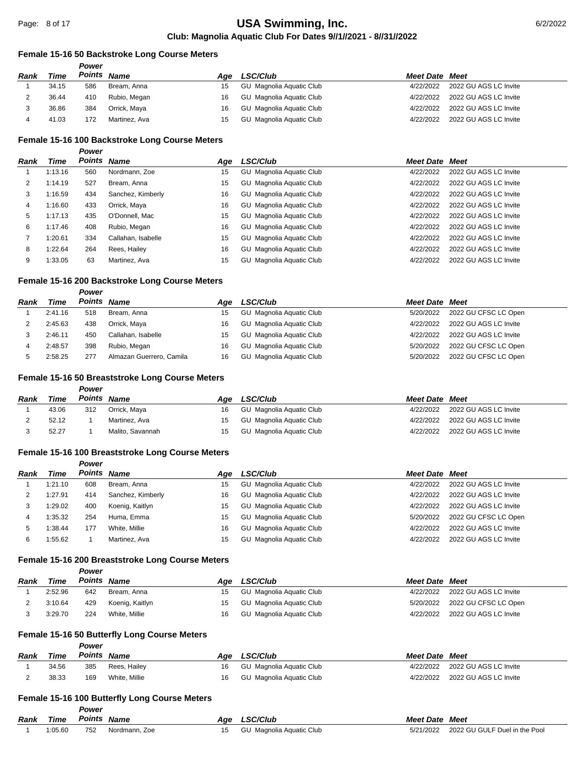## Female 15-16 50 Backstroke Long Course Meters

| Rank | Time | Power Points | Name | Age | LSC/Club | Meet Date | Meet |
|---|---|---|---|---|---|---|---|
| 1 | 34.15 | 586 | Bream, Anna | 15 | GU Magnolia Aquatic Club | 4/22/2022 | 2022 GU AGS LC Invite |
| 2 | 36.44 | 410 | Rubio, Megan | 16 | GU Magnolia Aquatic Club | 4/22/2022 | 2022 GU AGS LC Invite |
| 3 | 36.86 | 384 | Orrick, Maya | 16 | GU Magnolia Aquatic Club | 4/22/2022 | 2022 GU AGS LC Invite |
| 4 | 41.03 | 172 | Martinez, Ava | 15 | GU Magnolia Aquatic Club | 4/22/2022 | 2022 GU AGS LC Invite |

## Female 15-16 100 Backstroke Long Course Meters

| Rank | Time | Power Points | Name | Age | LSC/Club | Meet Date | Meet |
|---|---|---|---|---|---|---|---|
| 1 | 1:13.16 | 560 | Nordmann, Zoe | 15 | GU Magnolia Aquatic Club | 4/22/2022 | 2022 GU AGS LC Invite |
| 2 | 1:14.19 | 527 | Bream, Anna | 15 | GU Magnolia Aquatic Club | 4/22/2022 | 2022 GU AGS LC Invite |
| 3 | 1:16.59 | 434 | Sanchez, Kimberly | 16 | GU Magnolia Aquatic Club | 4/22/2022 | 2022 GU AGS LC Invite |
| 4 | 1:16.60 | 433 | Orrick, Maya | 16 | GU Magnolia Aquatic Club | 4/22/2022 | 2022 GU AGS LC Invite |
| 5 | 1:17.13 | 435 | O'Donnell, Mac | 15 | GU Magnolia Aquatic Club | 4/22/2022 | 2022 GU AGS LC Invite |
| 6 | 1:17.46 | 408 | Rubio, Megan | 16 | GU Magnolia Aquatic Club | 4/22/2022 | 2022 GU AGS LC Invite |
| 7 | 1:20.61 | 334 | Callahan, Isabelle | 15 | GU Magnolia Aquatic Club | 4/22/2022 | 2022 GU AGS LC Invite |
| 8 | 1:22.64 | 264 | Rees, Hailey | 16 | GU Magnolia Aquatic Club | 4/22/2022 | 2022 GU AGS LC Invite |
| 9 | 1:33.05 | 63 | Martinez, Ava | 15 | GU Magnolia Aquatic Club | 4/22/2022 | 2022 GU AGS LC Invite |

## Female 15-16 200 Backstroke Long Course Meters

| Rank | Time | Power Points | Name | Age | LSC/Club | Meet Date | Meet |
|---|---|---|---|---|---|---|---|
| 1 | 2:41.16 | 518 | Bream, Anna | 15 | GU Magnolia Aquatic Club | 5/20/2022 | 2022 GU CFSC LC Open |
| 2 | 2:45.63 | 438 | Orrick, Maya | 16 | GU Magnolia Aquatic Club | 4/22/2022 | 2022 GU AGS LC Invite |
| 3 | 2:46.11 | 450 | Callahan, Isabelle | 15 | GU Magnolia Aquatic Club | 4/22/2022 | 2022 GU AGS LC Invite |
| 4 | 2:48.57 | 398 | Rubio, Megan | 16 | GU Magnolia Aquatic Club | 5/20/2022 | 2022 GU CFSC LC Open |
| 5 | 2:58.25 | 277 | Almazan Guerrero, Camila | 16 | GU Magnolia Aquatic Club | 5/20/2022 | 2022 GU CFSC LC Open |

## Female 15-16 50 Breaststroke Long Course Meters

| Rank | Time | Power Points | Name | Age | LSC/Club | Meet Date | Meet |
|---|---|---|---|---|---|---|---|
| 1 | 43.06 | 312 | Orrick, Maya | 16 | GU Magnolia Aquatic Club | 4/22/2022 | 2022 GU AGS LC Invite |
| 2 | 52.12 | 1 | Martinez, Ava | 15 | GU Magnolia Aquatic Club | 4/22/2022 | 2022 GU AGS LC Invite |
| 3 | 52.27 | 1 | Malito, Savannah | 15 | GU Magnolia Aquatic Club | 4/22/2022 | 2022 GU AGS LC Invite |

## Female 15-16 100 Breaststroke Long Course Meters

| Rank | Time | Power Points | Name | Age | LSC/Club | Meet Date | Meet |
|---|---|---|---|---|---|---|---|
| 1 | 1:21.10 | 608 | Bream, Anna | 15 | GU Magnolia Aquatic Club | 4/22/2022 | 2022 GU AGS LC Invite |
| 2 | 1:27.91 | 414 | Sanchez, Kimberly | 16 | GU Magnolia Aquatic Club | 4/22/2022 | 2022 GU AGS LC Invite |
| 3 | 1:29.02 | 400 | Koenig, Kaitlyn | 15 | GU Magnolia Aquatic Club | 4/22/2022 | 2022 GU AGS LC Invite |
| 4 | 1:35.32 | 254 | Huma, Emma | 15 | GU Magnolia Aquatic Club | 5/20/2022 | 2022 GU CFSC LC Open |
| 5 | 1:38.44 | 177 | White, Millie | 16 | GU Magnolia Aquatic Club | 4/22/2022 | 2022 GU AGS LC Invite |
| 6 | 1:55.62 | 1 | Martinez, Ava | 15 | GU Magnolia Aquatic Club | 4/22/2022 | 2022 GU AGS LC Invite |

## Female 15-16 200 Breaststroke Long Course Meters

| Rank | Time | Power Points | Name | Age | LSC/Club | Meet Date | Meet |
|---|---|---|---|---|---|---|---|
| 1 | 2:52.96 | 642 | Bream, Anna | 15 | GU Magnolia Aquatic Club | 4/22/2022 | 2022 GU AGS LC Invite |
| 2 | 3:10.64 | 429 | Koenig, Kaitlyn | 15 | GU Magnolia Aquatic Club | 5/20/2022 | 2022 GU CFSC LC Open |
| 3 | 3:29.70 | 224 | White, Millie | 16 | GU Magnolia Aquatic Club | 4/22/2022 | 2022 GU AGS LC Invite |

## Female 15-16 50 Butterfly Long Course Meters

| Rank | Time | Power Points | Name | Age | LSC/Club | Meet Date | Meet |
|---|---|---|---|---|---|---|---|
| 1 | 34.56 | 385 | Rees, Hailey | 16 | GU Magnolia Aquatic Club | 4/22/2022 | 2022 GU AGS LC Invite |
| 2 | 38.33 | 169 | White, Millie | 16 | GU Magnolia Aquatic Club | 4/22/2022 | 2022 GU AGS LC Invite |

## Female 15-16 100 Butterfly Long Course Meters

| Rank | Time | Power Points | Name | Age | LSC/Club | Meet Date | Meet |
|---|---|---|---|---|---|---|---|
| 1 | 1:05.60 | 752 | Nordmann, Zoe | 15 | GU Magnolia Aquatic Club | 5/21/2022 | 2022 GU GULF Duel in the Pool |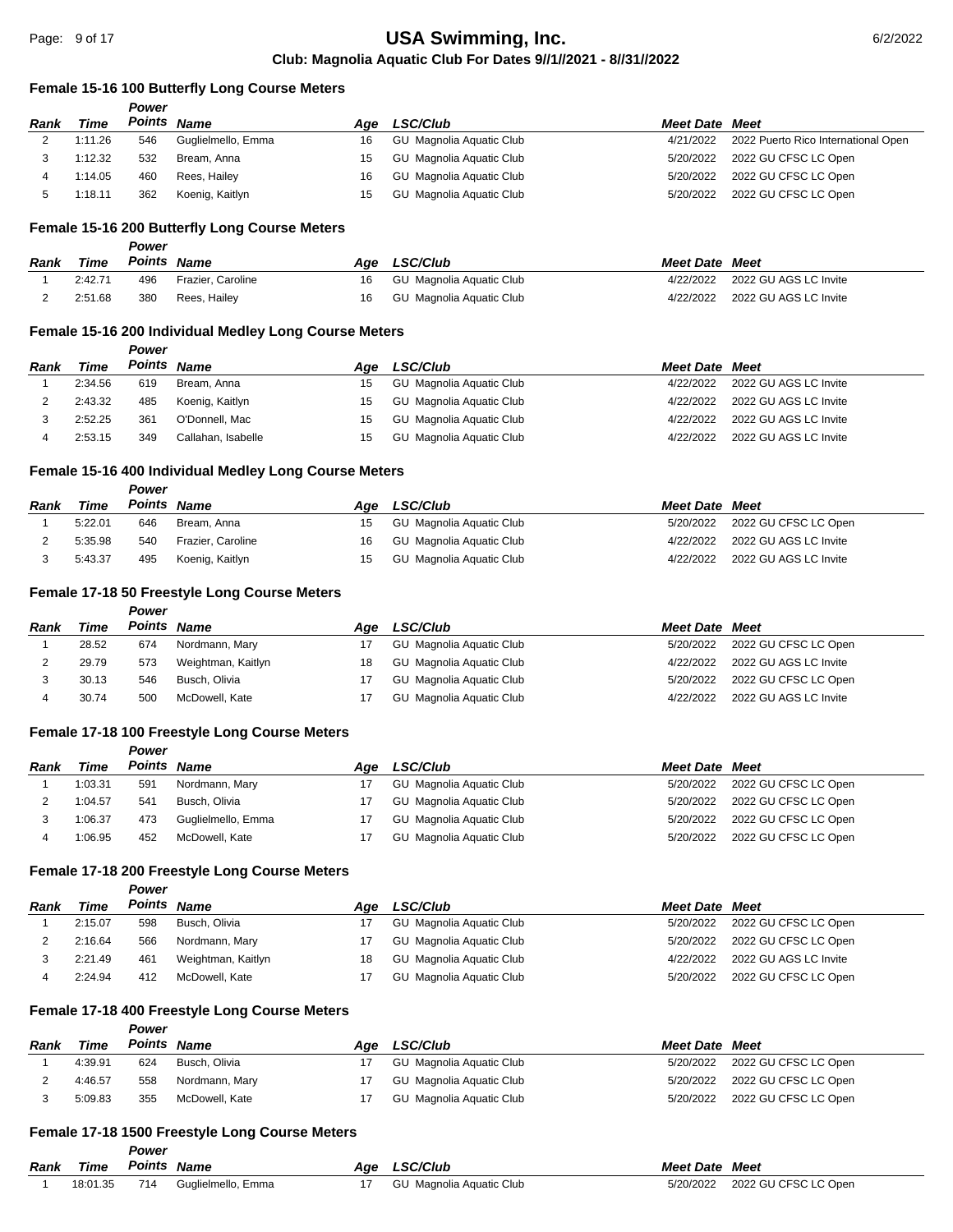### Female 15-16 100 Butterfly Long Course Meters

| Rank | Time | Power Points | Name | Age | LSC/Club | Meet Date | Meet |
|---|---|---|---|---|---|---|---|
| 2 | 1:11.26 | 546 | Guglielmello, Emma | 16 | GU Magnolia Aquatic Club | 4/21/2022 | 2022 Puerto Rico International Open |
| 3 | 1:12.32 | 532 | Bream, Anna | 15 | GU Magnolia Aquatic Club | 5/20/2022 | 2022 GU CFSC LC Open |
| 4 | 1:14.05 | 460 | Rees, Hailey | 16 | GU Magnolia Aquatic Club | 5/20/2022 | 2022 GU CFSC LC Open |
| 5 | 1:18.11 | 362 | Koenig, Kaitlyn | 15 | GU Magnolia Aquatic Club | 5/20/2022 | 2022 GU CFSC LC Open |

### Female 15-16 200 Butterfly Long Course Meters

| Rank | Time | Power Points | Name | Age | LSC/Club | Meet Date | Meet |
|---|---|---|---|---|---|---|---|
| 1 | 2:42.71 | 496 | Frazier, Caroline | 16 | GU Magnolia Aquatic Club | 4/22/2022 | 2022 GU AGS LC Invite |
| 2 | 2:51.68 | 380 | Rees, Hailey | 16 | GU Magnolia Aquatic Club | 4/22/2022 | 2022 GU AGS LC Invite |

### Female 15-16 200 Individual Medley Long Course Meters

| Rank | Time | Power Points | Name | Age | LSC/Club | Meet Date | Meet |
|---|---|---|---|---|---|---|---|
| 1 | 2:34.56 | 619 | Bream, Anna | 15 | GU Magnolia Aquatic Club | 4/22/2022 | 2022 GU AGS LC Invite |
| 2 | 2:43.32 | 485 | Koenig, Kaitlyn | 15 | GU Magnolia Aquatic Club | 4/22/2022 | 2022 GU AGS LC Invite |
| 3 | 2:52.25 | 361 | O'Donnell, Mac | 15 | GU Magnolia Aquatic Club | 4/22/2022 | 2022 GU AGS LC Invite |
| 4 | 2:53.15 | 349 | Callahan, Isabelle | 15 | GU Magnolia Aquatic Club | 4/22/2022 | 2022 GU AGS LC Invite |

### Female 15-16 400 Individual Medley Long Course Meters

| Rank | Time | Power Points | Name | Age | LSC/Club | Meet Date | Meet |
|---|---|---|---|---|---|---|---|
| 1 | 5:22.01 | 646 | Bream, Anna | 15 | GU Magnolia Aquatic Club | 5/20/2022 | 2022 GU CFSC LC Open |
| 2 | 5:35.98 | 540 | Frazier, Caroline | 16 | GU Magnolia Aquatic Club | 4/22/2022 | 2022 GU AGS LC Invite |
| 3 | 5:43.37 | 495 | Koenig, Kaitlyn | 15 | GU Magnolia Aquatic Club | 4/22/2022 | 2022 GU AGS LC Invite |

### Female 17-18 50 Freestyle Long Course Meters

| Rank | Time | Power Points | Name | Age | LSC/Club | Meet Date | Meet |
|---|---|---|---|---|---|---|---|
| 1 | 28.52 | 674 | Nordmann, Mary | 17 | GU Magnolia Aquatic Club | 5/20/2022 | 2022 GU CFSC LC Open |
| 2 | 29.79 | 573 | Weightman, Kaitlyn | 18 | GU Magnolia Aquatic Club | 4/22/2022 | 2022 GU AGS LC Invite |
| 3 | 30.13 | 546 | Busch, Olivia | 17 | GU Magnolia Aquatic Club | 5/20/2022 | 2022 GU CFSC LC Open |
| 4 | 30.74 | 500 | McDowell, Kate | 17 | GU Magnolia Aquatic Club | 4/22/2022 | 2022 GU AGS LC Invite |

### Female 17-18 100 Freestyle Long Course Meters

| Rank | Time | Power Points | Name | Age | LSC/Club | Meet Date | Meet |
|---|---|---|---|---|---|---|---|
| 1 | 1:03.31 | 591 | Nordmann, Mary | 17 | GU Magnolia Aquatic Club | 5/20/2022 | 2022 GU CFSC LC Open |
| 2 | 1:04.57 | 541 | Busch, Olivia | 17 | GU Magnolia Aquatic Club | 5/20/2022 | 2022 GU CFSC LC Open |
| 3 | 1:06.37 | 473 | Guglielmello, Emma | 17 | GU Magnolia Aquatic Club | 5/20/2022 | 2022 GU CFSC LC Open |
| 4 | 1:06.95 | 452 | McDowell, Kate | 17 | GU Magnolia Aquatic Club | 5/20/2022 | 2022 GU CFSC LC Open |

### Female 17-18 200 Freestyle Long Course Meters

| Rank | Time | Power Points | Name | Age | LSC/Club | Meet Date | Meet |
|---|---|---|---|---|---|---|---|
| 1 | 2:15.07 | 598 | Busch, Olivia | 17 | GU Magnolia Aquatic Club | 5/20/2022 | 2022 GU CFSC LC Open |
| 2 | 2:16.64 | 566 | Nordmann, Mary | 17 | GU Magnolia Aquatic Club | 5/20/2022 | 2022 GU CFSC LC Open |
| 3 | 2:21.49 | 461 | Weightman, Kaitlyn | 18 | GU Magnolia Aquatic Club | 4/22/2022 | 2022 GU AGS LC Invite |
| 4 | 2:24.94 | 412 | McDowell, Kate | 17 | GU Magnolia Aquatic Club | 5/20/2022 | 2022 GU CFSC LC Open |

### Female 17-18 400 Freestyle Long Course Meters

| Rank | Time | Power Points | Name | Age | LSC/Club | Meet Date | Meet |
|---|---|---|---|---|---|---|---|
| 1 | 4:39.91 | 624 | Busch, Olivia | 17 | GU Magnolia Aquatic Club | 5/20/2022 | 2022 GU CFSC LC Open |
| 2 | 4:46.57 | 558 | Nordmann, Mary | 17 | GU Magnolia Aquatic Club | 5/20/2022 | 2022 GU CFSC LC Open |
| 3 | 5:09.83 | 355 | McDowell, Kate | 17 | GU Magnolia Aquatic Club | 5/20/2022 | 2022 GU CFSC LC Open |

### Female 17-18 1500 Freestyle Long Course Meters

| Rank | Time | Power Points | Name | Age | LSC/Club | Meet Date | Meet |
|---|---|---|---|---|---|---|---|
| 1 | 18:01.35 | 714 | Guglielmello, Emma | 17 | GU Magnolia Aquatic Club | 5/20/2022 | 2022 GU CFSC LC Open |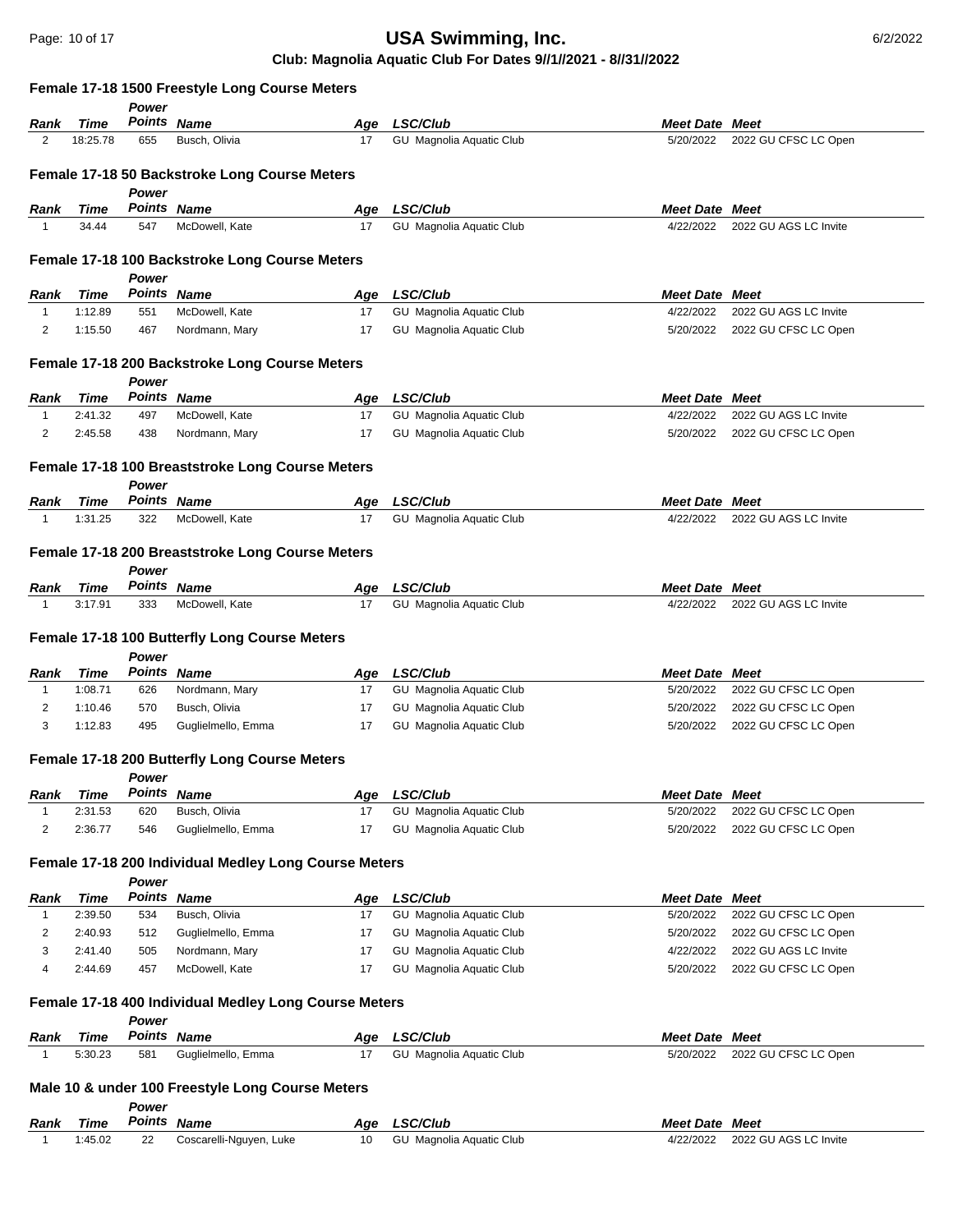## Female 17-18 1500 Freestyle Long Course Meters

| Rank | Time | Power Points | Name | Age | LSC/Club | Meet Date | Meet |
|---|---|---|---|---|---|---|---|
| 2 | 18:25.78 | 655 | Busch, Olivia | 17 | GU Magnolia Aquatic Club | 5/20/2022 | 2022 GU CFSC LC Open |

## Female 17-18 50 Backstroke Long Course Meters

| Rank | Time | Power Points | Name | Age | LSC/Club | Meet Date | Meet |
|---|---|---|---|---|---|---|---|
| 1 | 34.44 | 547 | McDowell, Kate | 17 | GU Magnolia Aquatic Club | 4/22/2022 | 2022 GU AGS LC Invite |

## Female 17-18 100 Backstroke Long Course Meters

| Rank | Time | Power Points | Name | Age | LSC/Club | Meet Date | Meet |
|---|---|---|---|---|---|---|---|
| 1 | 1:12.89 | 551 | McDowell, Kate | 17 | GU Magnolia Aquatic Club | 4/22/2022 | 2022 GU AGS LC Invite |
| 2 | 1:15.50 | 467 | Nordmann, Mary | 17 | GU Magnolia Aquatic Club | 5/20/2022 | 2022 GU CFSC LC Open |

## Female 17-18 200 Backstroke Long Course Meters

| Rank | Time | Power Points | Name | Age | LSC/Club | Meet Date | Meet |
|---|---|---|---|---|---|---|---|
| 1 | 2:41.32 | 497 | McDowell, Kate | 17 | GU Magnolia Aquatic Club | 4/22/2022 | 2022 GU AGS LC Invite |
| 2 | 2:45.58 | 438 | Nordmann, Mary | 17 | GU Magnolia Aquatic Club | 5/20/2022 | 2022 GU CFSC LC Open |

## Female 17-18 100 Breaststroke Long Course Meters

| Rank | Time | Power Points | Name | Age | LSC/Club | Meet Date | Meet |
|---|---|---|---|---|---|---|---|
| 1 | 1:31.25 | 322 | McDowell, Kate | 17 | GU Magnolia Aquatic Club | 4/22/2022 | 2022 GU AGS LC Invite |

## Female 17-18 200 Breaststroke Long Course Meters

| Rank | Time | Power Points | Name | Age | LSC/Club | Meet Date | Meet |
|---|---|---|---|---|---|---|---|
| 1 | 3:17.91 | 333 | McDowell, Kate | 17 | GU Magnolia Aquatic Club | 4/22/2022 | 2022 GU AGS LC Invite |

## Female 17-18 100 Butterfly Long Course Meters

| Rank | Time | Power Points | Name | Age | LSC/Club | Meet Date | Meet |
|---|---|---|---|---|---|---|---|
| 1 | 1:08.71 | 626 | Nordmann, Mary | 17 | GU Magnolia Aquatic Club | 5/20/2022 | 2022 GU CFSC LC Open |
| 2 | 1:10.46 | 570 | Busch, Olivia | 17 | GU Magnolia Aquatic Club | 5/20/2022 | 2022 GU CFSC LC Open |
| 3 | 1:12.83 | 495 | Guglielmello, Emma | 17 | GU Magnolia Aquatic Club | 5/20/2022 | 2022 GU CFSC LC Open |

## Female 17-18 200 Butterfly Long Course Meters

| Rank | Time | Power Points | Name | Age | LSC/Club | Meet Date | Meet |
|---|---|---|---|---|---|---|---|
| 1 | 2:31.53 | 620 | Busch, Olivia | 17 | GU Magnolia Aquatic Club | 5/20/2022 | 2022 GU CFSC LC Open |
| 2 | 2:36.77 | 546 | Guglielmello, Emma | 17 | GU Magnolia Aquatic Club | 5/20/2022 | 2022 GU CFSC LC Open |

## Female 17-18 200 Individual Medley Long Course Meters

| Rank | Time | Power Points | Name | Age | LSC/Club | Meet Date | Meet |
|---|---|---|---|---|---|---|---|
| 1 | 2:39.50 | 534 | Busch, Olivia | 17 | GU Magnolia Aquatic Club | 5/20/2022 | 2022 GU CFSC LC Open |
| 2 | 2:40.93 | 512 | Guglielmello, Emma | 17 | GU Magnolia Aquatic Club | 5/20/2022 | 2022 GU CFSC LC Open |
| 3 | 2:41.40 | 505 | Nordmann, Mary | 17 | GU Magnolia Aquatic Club | 4/22/2022 | 2022 GU AGS LC Invite |
| 4 | 2:44.69 | 457 | McDowell, Kate | 17 | GU Magnolia Aquatic Club | 5/20/2022 | 2022 GU CFSC LC Open |

## Female 17-18 400 Individual Medley Long Course Meters

| Rank | Time | Power Points | Name | Age | LSC/Club | Meet Date | Meet |
|---|---|---|---|---|---|---|---|
| 1 | 5:30.23 | 581 | Guglielmello, Emma | 17 | GU Magnolia Aquatic Club | 5/20/2022 | 2022 GU CFSC LC Open |

## Male 10 & under 100 Freestyle Long Course Meters

| Rank | Time | Power Points | Name | Age | LSC/Club | Meet Date | Meet |
|---|---|---|---|---|---|---|---|
| 1 | 1:45.02 | 22 | Coscarelli-Nguyen, Luke | 10 | GU Magnolia Aquatic Club | 4/22/2022 | 2022 GU AGS LC Invite |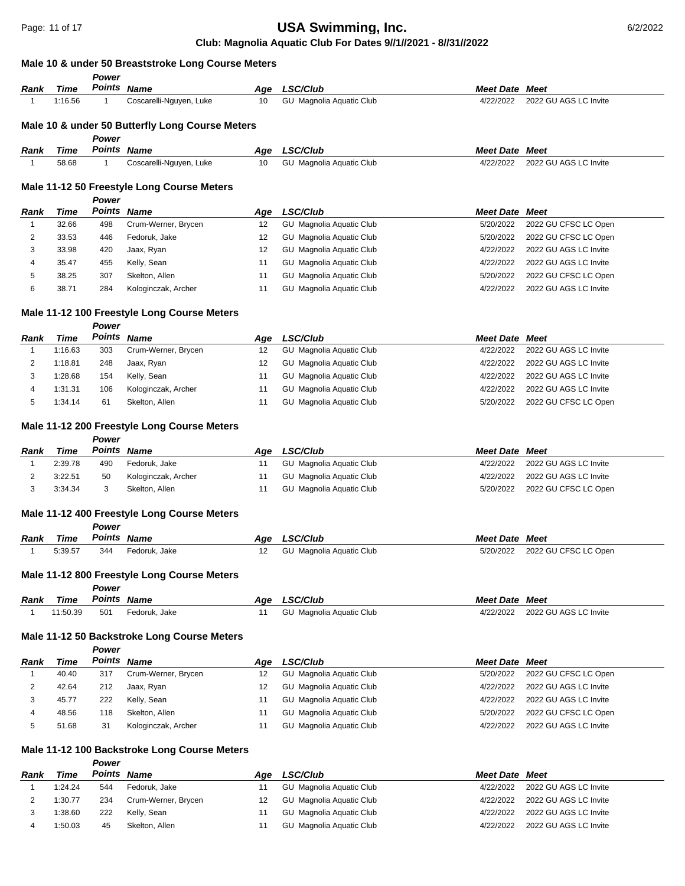**Club: Magnolia Aquatic Club For Dates 9//1//2021 - 8//31//2022**

### Male 10 & under 50 Breaststroke Long Course Meters

| Rank | Time | Power Points | Name | Age | LSC/Club | Meet Date | Meet |
|---|---|---|---|---|---|---|---|
| 1 | 1:16.56 | 1 | Coscarelli-Nguyen, Luke | 10 | GU Magnolia Aquatic Club | 4/22/2022 | 2022 GU AGS LC Invite |

### Male 10 & under 50 Butterfly Long Course Meters

| Rank | Time | Power Points | Name | Age | LSC/Club | Meet Date | Meet |
|---|---|---|---|---|---|---|---|
| 1 | 58.68 | 1 | Coscarelli-Nguyen, Luke | 10 | GU Magnolia Aquatic Club | 4/22/2022 | 2022 GU AGS LC Invite |

### Male 11-12 50 Freestyle Long Course Meters

| Rank | Time | Power Points | Name | Age | LSC/Club | Meet Date | Meet |
|---|---|---|---|---|---|---|---|
| 1 | 32.66 | 498 | Crum-Werner, Brycen | 12 | GU Magnolia Aquatic Club | 5/20/2022 | 2022 GU CFSC LC Open |
| 2 | 33.53 | 446 | Fedoruk, Jake | 12 | GU Magnolia Aquatic Club | 5/20/2022 | 2022 GU CFSC LC Open |
| 3 | 33.98 | 420 | Jaax, Ryan | 12 | GU Magnolia Aquatic Club | 4/22/2022 | 2022 GU AGS LC Invite |
| 4 | 35.47 | 455 | Kelly, Sean | 11 | GU Magnolia Aquatic Club | 4/22/2022 | 2022 GU AGS LC Invite |
| 5 | 38.25 | 307 | Skelton, Allen | 11 | GU Magnolia Aquatic Club | 5/20/2022 | 2022 GU CFSC LC Open |
| 6 | 38.71 | 284 | Kologinczak, Archer | 11 | GU Magnolia Aquatic Club | 4/22/2022 | 2022 GU AGS LC Invite |

### Male 11-12 100 Freestyle Long Course Meters

| Rank | Time | Power Points | Name | Age | LSC/Club | Meet Date | Meet |
|---|---|---|---|---|---|---|---|
| 1 | 1:16.63 | 303 | Crum-Werner, Brycen | 12 | GU Magnolia Aquatic Club | 4/22/2022 | 2022 GU AGS LC Invite |
| 2 | 1:18.81 | 248 | Jaax, Ryan | 12 | GU Magnolia Aquatic Club | 4/22/2022 | 2022 GU AGS LC Invite |
| 3 | 1:28.68 | 154 | Kelly, Sean | 11 | GU Magnolia Aquatic Club | 4/22/2022 | 2022 GU AGS LC Invite |
| 4 | 1:31.31 | 106 | Kologinczak, Archer | 11 | GU Magnolia Aquatic Club | 4/22/2022 | 2022 GU AGS LC Invite |
| 5 | 1:34.14 | 61 | Skelton, Allen | 11 | GU Magnolia Aquatic Club | 5/20/2022 | 2022 GU CFSC LC Open |

### Male 11-12 200 Freestyle Long Course Meters

| Rank | Time | Power Points | Name | Age | LSC/Club | Meet Date | Meet |
|---|---|---|---|---|---|---|---|
| 1 | 2:39.78 | 490 | Fedoruk, Jake | 11 | GU Magnolia Aquatic Club | 4/22/2022 | 2022 GU AGS LC Invite |
| 2 | 3:22.51 | 50 | Kologinczak, Archer | 11 | GU Magnolia Aquatic Club | 4/22/2022 | 2022 GU AGS LC Invite |
| 3 | 3:34.34 | 3 | Skelton, Allen | 11 | GU Magnolia Aquatic Club | 5/20/2022 | 2022 GU CFSC LC Open |

### Male 11-12 400 Freestyle Long Course Meters

| Rank | Time | Power Points | Name | Age | LSC/Club | Meet Date | Meet |
|---|---|---|---|---|---|---|---|
| 1 | 5:39.57 | 344 | Fedoruk, Jake | 12 | GU Magnolia Aquatic Club | 5/20/2022 | 2022 GU CFSC LC Open |

### Male 11-12 800 Freestyle Long Course Meters

| Rank | Time | Power Points | Name | Age | LSC/Club | Meet Date | Meet |
|---|---|---|---|---|---|---|---|
| 1 | 11:50.39 | 501 | Fedoruk, Jake | 11 | GU Magnolia Aquatic Club | 4/22/2022 | 2022 GU AGS LC Invite |

### Male 11-12 50 Backstroke Long Course Meters

| Rank | Time | Power Points | Name | Age | LSC/Club | Meet Date | Meet |
|---|---|---|---|---|---|---|---|
| 1 | 40.40 | 317 | Crum-Werner, Brycen | 12 | GU Magnolia Aquatic Club | 5/20/2022 | 2022 GU CFSC LC Open |
| 2 | 42.64 | 212 | Jaax, Ryan | 12 | GU Magnolia Aquatic Club | 4/22/2022 | 2022 GU AGS LC Invite |
| 3 | 45.77 | 222 | Kelly, Sean | 11 | GU Magnolia Aquatic Club | 4/22/2022 | 2022 GU AGS LC Invite |
| 4 | 48.56 | 118 | Skelton, Allen | 11 | GU Magnolia Aquatic Club | 5/20/2022 | 2022 GU CFSC LC Open |
| 5 | 51.68 | 31 | Kologinczak, Archer | 11 | GU Magnolia Aquatic Club | 4/22/2022 | 2022 GU AGS LC Invite |

### Male 11-12 100 Backstroke Long Course Meters

| Rank | Time | Power Points | Name | Age | LSC/Club | Meet Date | Meet |
|---|---|---|---|---|---|---|---|
| 1 | 1:24.24 | 544 | Fedoruk, Jake | 11 | GU Magnolia Aquatic Club | 4/22/2022 | 2022 GU AGS LC Invite |
| 2 | 1:30.77 | 234 | Crum-Werner, Brycen | 12 | GU Magnolia Aquatic Club | 4/22/2022 | 2022 GU AGS LC Invite |
| 3 | 1:38.60 | 222 | Kelly, Sean | 11 | GU Magnolia Aquatic Club | 4/22/2022 | 2022 GU AGS LC Invite |
| 4 | 1:50.03 | 45 | Skelton, Allen | 11 | GU Magnolia Aquatic Club | 4/22/2022 | 2022 GU AGS LC Invite |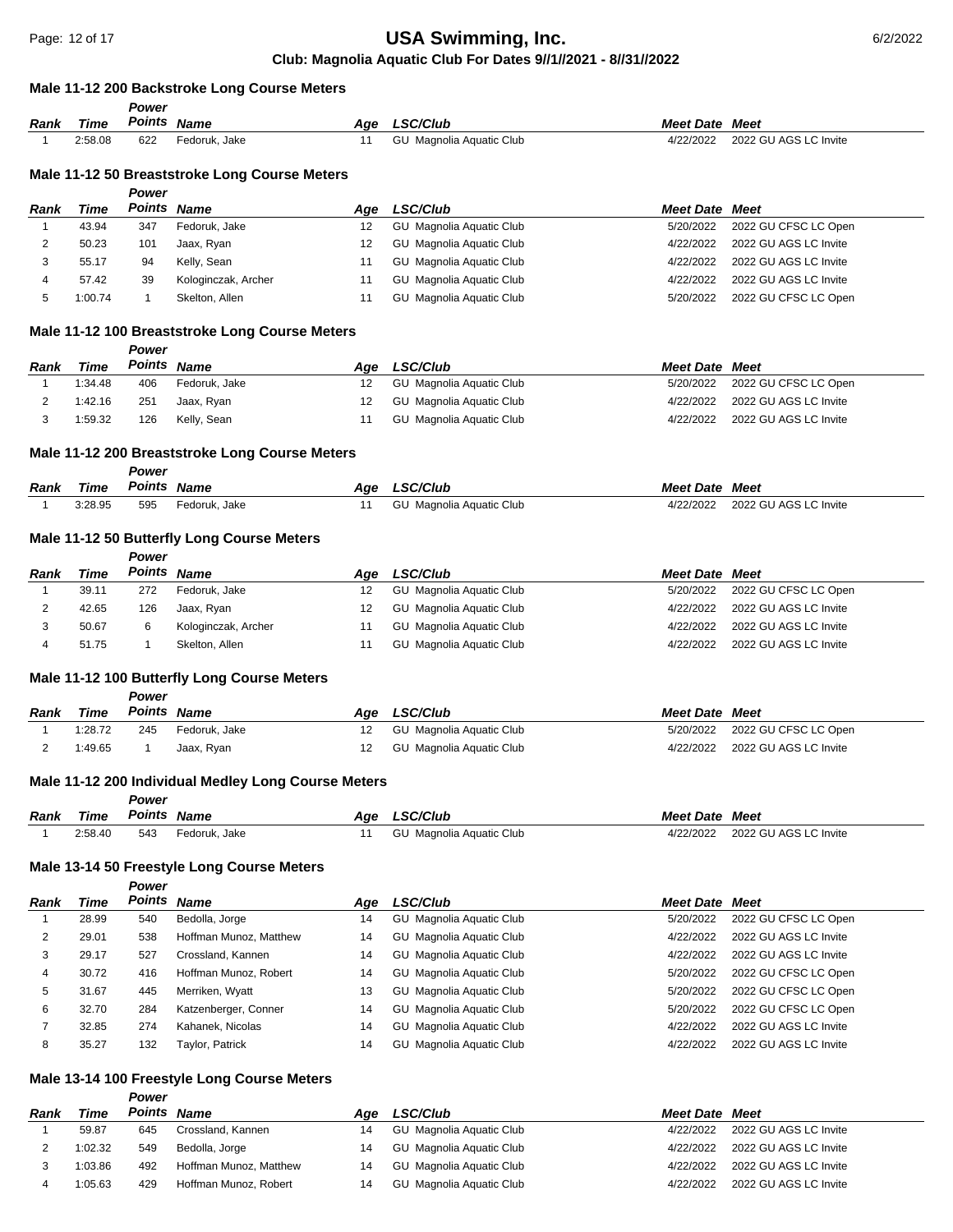**Club: Magnolia Aquatic Club For Dates 9//1//2021 - 8//31//2022**

### Male 11-12 200 Backstroke Long Course Meters

| Rank | Time | Power Points | Name | Age | LSC/Club | Meet Date | Meet |
|---|---|---|---|---|---|---|---|
| 1 | 2:58.08 | 622 | Fedoruk, Jake | 11 | GU Magnolia Aquatic Club | 4/22/2022 | 2022 GU AGS LC Invite |

### Male 11-12 50 Breaststroke Long Course Meters

| Rank | Time | Power Points | Name | Age | LSC/Club | Meet Date | Meet |
|---|---|---|---|---|---|---|---|
| 1 | 43.94 | 347 | Fedoruk, Jake | 12 | GU Magnolia Aquatic Club | 5/20/2022 | 2022 GU CFSC LC Open |
| 2 | 50.23 | 101 | Jaax, Ryan | 12 | GU Magnolia Aquatic Club | 4/22/2022 | 2022 GU AGS LC Invite |
| 3 | 55.17 | 94 | Kelly, Sean | 11 | GU Magnolia Aquatic Club | 4/22/2022 | 2022 GU AGS LC Invite |
| 4 | 57.42 | 39 | Kologinczak, Archer | 11 | GU Magnolia Aquatic Club | 4/22/2022 | 2022 GU AGS LC Invite |
| 5 | 1:00.74 | 1 | Skelton, Allen | 11 | GU Magnolia Aquatic Club | 5/20/2022 | 2022 GU CFSC LC Open |

### Male 11-12 100 Breaststroke Long Course Meters

| Rank | Time | Power Points | Name | Age | LSC/Club | Meet Date | Meet |
|---|---|---|---|---|---|---|---|
| 1 | 1:34.48 | 406 | Fedoruk, Jake | 12 | GU Magnolia Aquatic Club | 5/20/2022 | 2022 GU CFSC LC Open |
| 2 | 1:42.16 | 251 | Jaax, Ryan | 12 | GU Magnolia Aquatic Club | 4/22/2022 | 2022 GU AGS LC Invite |
| 3 | 1:59.32 | 126 | Kelly, Sean | 11 | GU Magnolia Aquatic Club | 4/22/2022 | 2022 GU AGS LC Invite |

### Male 11-12 200 Breaststroke Long Course Meters

| Rank | Time | Power Points | Name | Age | LSC/Club | Meet Date | Meet |
|---|---|---|---|---|---|---|---|
| 1 | 3:28.95 | 595 | Fedoruk, Jake | 11 | GU Magnolia Aquatic Club | 4/22/2022 | 2022 GU AGS LC Invite |

### Male 11-12 50 Butterfly Long Course Meters

| Rank | Time | Power Points | Name | Age | LSC/Club | Meet Date | Meet |
|---|---|---|---|---|---|---|---|
| 1 | 39.11 | 272 | Fedoruk, Jake | 12 | GU Magnolia Aquatic Club | 5/20/2022 | 2022 GU CFSC LC Open |
| 2 | 42.65 | 126 | Jaax, Ryan | 12 | GU Magnolia Aquatic Club | 4/22/2022 | 2022 GU AGS LC Invite |
| 3 | 50.67 | 6 | Kologinczak, Archer | 11 | GU Magnolia Aquatic Club | 4/22/2022 | 2022 GU AGS LC Invite |
| 4 | 51.75 | 1 | Skelton, Allen | 11 | GU Magnolia Aquatic Club | 4/22/2022 | 2022 GU AGS LC Invite |

### Male 11-12 100 Butterfly Long Course Meters

| Rank | Time | Power Points | Name | Age | LSC/Club | Meet Date | Meet |
|---|---|---|---|---|---|---|---|
| 1 | 1:28.72 | 245 | Fedoruk, Jake | 12 | GU Magnolia Aquatic Club | 5/20/2022 | 2022 GU CFSC LC Open |
| 2 | 1:49.65 | 1 | Jaax, Ryan | 12 | GU Magnolia Aquatic Club | 4/22/2022 | 2022 GU AGS LC Invite |

### Male 11-12 200 Individual Medley Long Course Meters

| Rank | Time | Power Points | Name | Age | LSC/Club | Meet Date | Meet |
|---|---|---|---|---|---|---|---|
| 1 | 2:58.40 | 543 | Fedoruk, Jake | 11 | GU Magnolia Aquatic Club | 4/22/2022 | 2022 GU AGS LC Invite |

### Male 13-14 50 Freestyle Long Course Meters

| Rank | Time | Power Points | Name | Age | LSC/Club | Meet Date | Meet |
|---|---|---|---|---|---|---|---|
| 1 | 28.99 | 540 | Bedolla, Jorge | 14 | GU Magnolia Aquatic Club | 5/20/2022 | 2022 GU CFSC LC Open |
| 2 | 29.01 | 538 | Hoffman Munoz, Matthew | 14 | GU Magnolia Aquatic Club | 4/22/2022 | 2022 GU AGS LC Invite |
| 3 | 29.17 | 527 | Crossland, Kannen | 14 | GU Magnolia Aquatic Club | 4/22/2022 | 2022 GU AGS LC Invite |
| 4 | 30.72 | 416 | Hoffman Munoz, Robert | 14 | GU Magnolia Aquatic Club | 5/20/2022 | 2022 GU CFSC LC Open |
| 5 | 31.67 | 445 | Merriken, Wyatt | 13 | GU Magnolia Aquatic Club | 5/20/2022 | 2022 GU CFSC LC Open |
| 6 | 32.70 | 284 | Katzenberger, Conner | 14 | GU Magnolia Aquatic Club | 5/20/2022 | 2022 GU CFSC LC Open |
| 7 | 32.85 | 274 | Kahanek, Nicolas | 14 | GU Magnolia Aquatic Club | 4/22/2022 | 2022 GU AGS LC Invite |
| 8 | 35.27 | 132 | Taylor, Patrick | 14 | GU Magnolia Aquatic Club | 4/22/2022 | 2022 GU AGS LC Invite |

### Male 13-14 100 Freestyle Long Course Meters

| Rank | Time | Power Points | Name | Age | LSC/Club | Meet Date | Meet |
|---|---|---|---|---|---|---|---|
| 1 | 59.87 | 645 | Crossland, Kannen | 14 | GU Magnolia Aquatic Club | 4/22/2022 | 2022 GU AGS LC Invite |
| 2 | 1:02.32 | 549 | Bedolla, Jorge | 14 | GU Magnolia Aquatic Club | 4/22/2022 | 2022 GU AGS LC Invite |
| 3 | 1:03.86 | 492 | Hoffman Munoz, Matthew | 14 | GU Magnolia Aquatic Club | 4/22/2022 | 2022 GU AGS LC Invite |
| 4 | 1:05.63 | 429 | Hoffman Munoz, Robert | 14 | GU Magnolia Aquatic Club | 4/22/2022 | 2022 GU AGS LC Invite |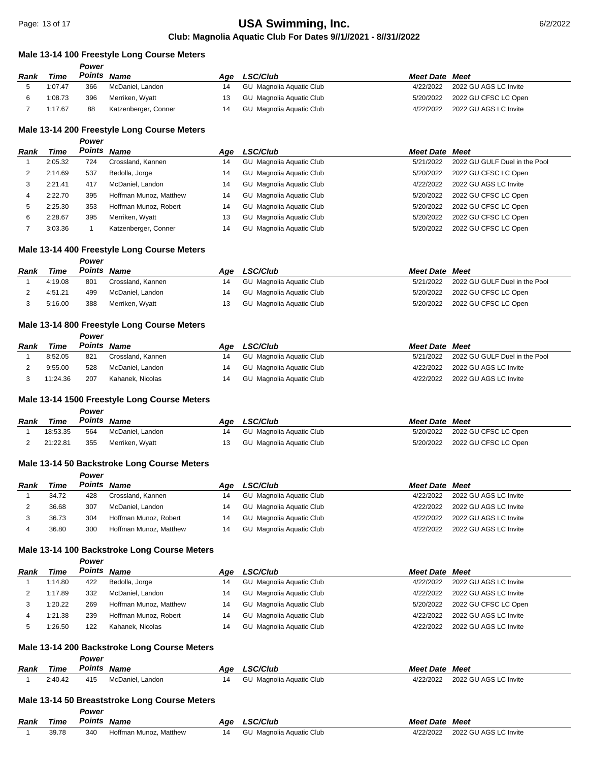### Male 13-14 100 Freestyle Long Course Meters

| Rank | Time | Power Points | Name | Age | LSC/Club | Meet Date | Meet |
|---|---|---|---|---|---|---|---|
| 5 | 1:07.47 | 366 | McDaniel, Landon | 14 | GU Magnolia Aquatic Club | 4/22/2022 | 2022 GU AGS LC Invite |
| 6 | 1:08.73 | 396 | Merriken, Wyatt | 13 | GU Magnolia Aquatic Club | 5/20/2022 | 2022 GU CFSC LC Open |
| 7 | 1:17.67 | 88 | Katzenberger, Conner | 14 | GU Magnolia Aquatic Club | 4/22/2022 | 2022 GU AGS LC Invite |

### Male 13-14 200 Freestyle Long Course Meters

| Rank | Time | Power Points | Name | Age | LSC/Club | Meet Date | Meet |
|---|---|---|---|---|---|---|---|
| 1 | 2:05.32 | 724 | Crossland, Kannen | 14 | GU Magnolia Aquatic Club | 5/21/2022 | 2022 GU GULF Duel in the Pool |
| 2 | 2:14.69 | 537 | Bedolla, Jorge | 14 | GU Magnolia Aquatic Club | 5/20/2022 | 2022 GU CFSC LC Open |
| 3 | 2:21.41 | 417 | McDaniel, Landon | 14 | GU Magnolia Aquatic Club | 4/22/2022 | 2022 GU AGS LC Invite |
| 4 | 2:22.70 | 395 | Hoffman Munoz, Matthew | 14 | GU Magnolia Aquatic Club | 5/20/2022 | 2022 GU CFSC LC Open |
| 5 | 2:25.30 | 353 | Hoffman Munoz, Robert | 14 | GU Magnolia Aquatic Club | 5/20/2022 | 2022 GU CFSC LC Open |
| 6 | 2:28.67 | 395 | Merriken, Wyatt | 13 | GU Magnolia Aquatic Club | 5/20/2022 | 2022 GU CFSC LC Open |
| 7 | 3:03.36 | 1 | Katzenberger, Conner | 14 | GU Magnolia Aquatic Club | 5/20/2022 | 2022 GU CFSC LC Open |

### Male 13-14 400 Freestyle Long Course Meters

| Rank | Time | Power Points | Name | Age | LSC/Club | Meet Date | Meet |
|---|---|---|---|---|---|---|---|
| 1 | 4:19.08 | 801 | Crossland, Kannen | 14 | GU Magnolia Aquatic Club | 5/21/2022 | 2022 GU GULF Duel in the Pool |
| 2 | 4:51.21 | 499 | McDaniel, Landon | 14 | GU Magnolia Aquatic Club | 5/20/2022 | 2022 GU CFSC LC Open |
| 3 | 5:16.00 | 388 | Merriken, Wyatt | 13 | GU Magnolia Aquatic Club | 5/20/2022 | 2022 GU CFSC LC Open |

### Male 13-14 800 Freestyle Long Course Meters

| Rank | Time | Power Points | Name | Age | LSC/Club | Meet Date | Meet |
|---|---|---|---|---|---|---|---|
| 1 | 8:52.05 | 821 | Crossland, Kannen | 14 | GU Magnolia Aquatic Club | 5/21/2022 | 2022 GU GULF Duel in the Pool |
| 2 | 9:55.00 | 528 | McDaniel, Landon | 14 | GU Magnolia Aquatic Club | 4/22/2022 | 2022 GU AGS LC Invite |
| 3 | 11:24.36 | 207 | Kahanek, Nicolas | 14 | GU Magnolia Aquatic Club | 4/22/2022 | 2022 GU AGS LC Invite |

### Male 13-14 1500 Freestyle Long Course Meters

| Rank | Time | Power Points | Name | Age | LSC/Club | Meet Date | Meet |
|---|---|---|---|---|---|---|---|
| 1 | 18:53.35 | 564 | McDaniel, Landon | 14 | GU Magnolia Aquatic Club | 5/20/2022 | 2022 GU CFSC LC Open |
| 2 | 21:22.81 | 355 | Merriken, Wyatt | 13 | GU Magnolia Aquatic Club | 5/20/2022 | 2022 GU CFSC LC Open |

### Male 13-14 50 Backstroke Long Course Meters

| Rank | Time | Power Points | Name | Age | LSC/Club | Meet Date | Meet |
|---|---|---|---|---|---|---|---|
| 1 | 34.72 | 428 | Crossland, Kannen | 14 | GU Magnolia Aquatic Club | 4/22/2022 | 2022 GU AGS LC Invite |
| 2 | 36.68 | 307 | McDaniel, Landon | 14 | GU Magnolia Aquatic Club | 4/22/2022 | 2022 GU AGS LC Invite |
| 3 | 36.73 | 304 | Hoffman Munoz, Robert | 14 | GU Magnolia Aquatic Club | 4/22/2022 | 2022 GU AGS LC Invite |
| 4 | 36.80 | 300 | Hoffman Munoz, Matthew | 14 | GU Magnolia Aquatic Club | 4/22/2022 | 2022 GU AGS LC Invite |

### Male 13-14 100 Backstroke Long Course Meters

| Rank | Time | Power Points | Name | Age | LSC/Club | Meet Date | Meet |
|---|---|---|---|---|---|---|---|
| 1 | 1:14.80 | 422 | Bedolla, Jorge | 14 | GU Magnolia Aquatic Club | 4/22/2022 | 2022 GU AGS LC Invite |
| 2 | 1:17.89 | 332 | McDaniel, Landon | 14 | GU Magnolia Aquatic Club | 4/22/2022 | 2022 GU AGS LC Invite |
| 3 | 1:20.22 | 269 | Hoffman Munoz, Matthew | 14 | GU Magnolia Aquatic Club | 5/20/2022 | 2022 GU CFSC LC Open |
| 4 | 1:21.38 | 239 | Hoffman Munoz, Robert | 14 | GU Magnolia Aquatic Club | 4/22/2022 | 2022 GU AGS LC Invite |
| 5 | 1:26.50 | 122 | Kahanek, Nicolas | 14 | GU Magnolia Aquatic Club | 4/22/2022 | 2022 GU AGS LC Invite |

### Male 13-14 200 Backstroke Long Course Meters

| Rank | Time | Power Points | Name | Age | LSC/Club | Meet Date | Meet |
|---|---|---|---|---|---|---|---|
| 1 | 2:40.42 | 415 | McDaniel, Landon | 14 | GU Magnolia Aquatic Club | 4/22/2022 | 2022 GU AGS LC Invite |

### Male 13-14 50 Breaststroke Long Course Meters

| Rank | Time | Power Points | Name | Age | LSC/Club | Meet Date | Meet |
|---|---|---|---|---|---|---|---|
| 1 | 39.78 | 340 | Hoffman Munoz, Matthew | 14 | GU Magnolia Aquatic Club | 4/22/2022 | 2022 GU AGS LC Invite |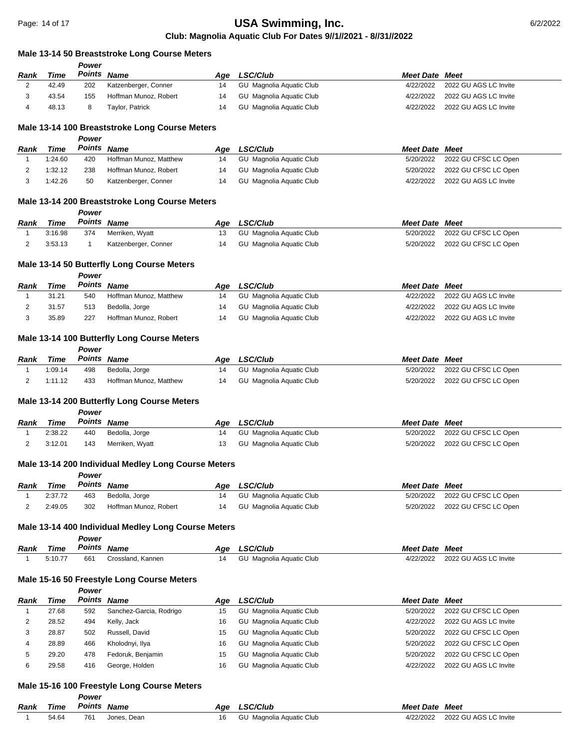### Male 13-14 50 Breaststroke Long Course Meters

| Rank | Time | Power Points | Name | Age | LSC/Club | Meet Date | Meet |
|---|---|---|---|---|---|---|---|
| 2 | 42.49 | 202 | Katzenberger, Conner | 14 | GU Magnolia Aquatic Club | 4/22/2022 | 2022 GU AGS LC Invite |
| 3 | 43.54 | 155 | Hoffman Munoz, Robert | 14 | GU Magnolia Aquatic Club | 4/22/2022 | 2022 GU AGS LC Invite |
| 4 | 48.13 | 8 | Taylor, Patrick | 14 | GU Magnolia Aquatic Club | 4/22/2022 | 2022 GU AGS LC Invite |

### Male 13-14 100 Breaststroke Long Course Meters

| Rank | Time | Power Points | Name | Age | LSC/Club | Meet Date | Meet |
|---|---|---|---|---|---|---|---|
| 1 | 1:24.60 | 420 | Hoffman Munoz, Matthew | 14 | GU Magnolia Aquatic Club | 5/20/2022 | 2022 GU CFSC LC Open |
| 2 | 1:32.12 | 238 | Hoffman Munoz, Robert | 14 | GU Magnolia Aquatic Club | 5/20/2022 | 2022 GU CFSC LC Open |
| 3 | 1:42.26 | 50 | Katzenberger, Conner | 14 | GU Magnolia Aquatic Club | 4/22/2022 | 2022 GU AGS LC Invite |

### Male 13-14 200 Breaststroke Long Course Meters

| Rank | Time | Power Points | Name | Age | LSC/Club | Meet Date | Meet |
|---|---|---|---|---|---|---|---|
| 1 | 3:16.98 | 374 | Merriken, Wyatt | 13 | GU Magnolia Aquatic Club | 5/20/2022 | 2022 GU CFSC LC Open |
| 2 | 3:53.13 | 1 | Katzenberger, Conner | 14 | GU Magnolia Aquatic Club | 5/20/2022 | 2022 GU CFSC LC Open |

### Male 13-14 50 Butterfly Long Course Meters

| Rank | Time | Power Points | Name | Age | LSC/Club | Meet Date | Meet |
|---|---|---|---|---|---|---|---|
| 1 | 31.21 | 540 | Hoffman Munoz, Matthew | 14 | GU Magnolia Aquatic Club | 4/22/2022 | 2022 GU AGS LC Invite |
| 2 | 31.57 | 513 | Bedolla, Jorge | 14 | GU Magnolia Aquatic Club | 4/22/2022 | 2022 GU AGS LC Invite |
| 3 | 35.89 | 227 | Hoffman Munoz, Robert | 14 | GU Magnolia Aquatic Club | 4/22/2022 | 2022 GU AGS LC Invite |

### Male 13-14 100 Butterfly Long Course Meters

| Rank | Time | Power Points | Name | Age | LSC/Club | Meet Date | Meet |
|---|---|---|---|---|---|---|---|
| 1 | 1:09.14 | 498 | Bedolla, Jorge | 14 | GU Magnolia Aquatic Club | 5/20/2022 | 2022 GU CFSC LC Open |
| 2 | 1:11.12 | 433 | Hoffman Munoz, Matthew | 14 | GU Magnolia Aquatic Club | 5/20/2022 | 2022 GU CFSC LC Open |

### Male 13-14 200 Butterfly Long Course Meters

| Rank | Time | Power Points | Name | Age | LSC/Club | Meet Date | Meet |
|---|---|---|---|---|---|---|---|
| 1 | 2:38.22 | 440 | Bedolla, Jorge | 14 | GU Magnolia Aquatic Club | 5/20/2022 | 2022 GU CFSC LC Open |
| 2 | 3:12.01 | 143 | Merriken, Wyatt | 13 | GU Magnolia Aquatic Club | 5/20/2022 | 2022 GU CFSC LC Open |

### Male 13-14 200 Individual Medley Long Course Meters

| Rank | Time | Power Points | Name | Age | LSC/Club | Meet Date | Meet |
|---|---|---|---|---|---|---|---|
| 1 | 2:37.72 | 463 | Bedolla, Jorge | 14 | GU Magnolia Aquatic Club | 5/20/2022 | 2022 GU CFSC LC Open |
| 2 | 2:49.05 | 302 | Hoffman Munoz, Robert | 14 | GU Magnolia Aquatic Club | 5/20/2022 | 2022 GU CFSC LC Open |

### Male 13-14 400 Individual Medley Long Course Meters

| Rank | Time | Power Points | Name | Age | LSC/Club | Meet Date | Meet |
|---|---|---|---|---|---|---|---|
| 1 | 5:10.77 | 661 | Crossland, Kannen | 14 | GU Magnolia Aquatic Club | 4/22/2022 | 2022 GU AGS LC Invite |

### Male 15-16 50 Freestyle Long Course Meters

| Rank | Time | Power Points | Name | Age | LSC/Club | Meet Date | Meet |
|---|---|---|---|---|---|---|---|
| 1 | 27.68 | 592 | Sanchez-Garcia, Rodrigo | 15 | GU Magnolia Aquatic Club | 5/20/2022 | 2022 GU CFSC LC Open |
| 2 | 28.52 | 494 | Kelly, Jack | 16 | GU Magnolia Aquatic Club | 4/22/2022 | 2022 GU AGS LC Invite |
| 3 | 28.87 | 502 | Russell, David | 15 | GU Magnolia Aquatic Club | 5/20/2022 | 2022 GU CFSC LC Open |
| 4 | 28.89 | 466 | Kholodnyi, Ilya | 16 | GU Magnolia Aquatic Club | 5/20/2022 | 2022 GU CFSC LC Open |
| 5 | 29.20 | 478 | Fedoruk, Benjamin | 15 | GU Magnolia Aquatic Club | 5/20/2022 | 2022 GU CFSC LC Open |
| 6 | 29.58 | 416 | George, Holden | 16 | GU Magnolia Aquatic Club | 4/22/2022 | 2022 GU AGS LC Invite |

### Male 15-16 100 Freestyle Long Course Meters

| Rank | Time | Power Points | Name | Age | LSC/Club | Meet Date | Meet |
|---|---|---|---|---|---|---|---|
| 1 | 54.64 | 761 | Jones, Dean | 16 | GU Magnolia Aquatic Club | 4/22/2022 | 2022 GU AGS LC Invite |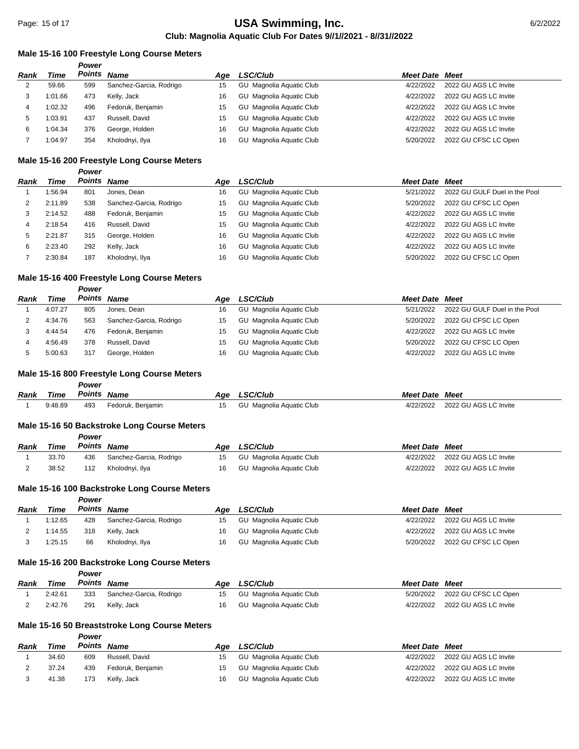### Male 15-16 100 Freestyle Long Course Meters

| Rank | Time | Power Points | Name | Age | LSC/Club | Meet Date | Meet |
|---|---|---|---|---|---|---|---|
| 2 | 59.66 | 599 | Sanchez-Garcia, Rodrigo | 15 | GU Magnolia Aquatic Club | 4/22/2022 | 2022 GU AGS LC Invite |
| 3 | 1:01.66 | 473 | Kelly, Jack | 16 | GU Magnolia Aquatic Club | 4/22/2022 | 2022 GU AGS LC Invite |
| 4 | 1:02.32 | 496 | Fedoruk, Benjamin | 15 | GU Magnolia Aquatic Club | 4/22/2022 | 2022 GU AGS LC Invite |
| 5 | 1:03.91 | 437 | Russell, David | 15 | GU Magnolia Aquatic Club | 4/22/2022 | 2022 GU AGS LC Invite |
| 6 | 1:04.34 | 376 | George, Holden | 16 | GU Magnolia Aquatic Club | 4/22/2022 | 2022 GU AGS LC Invite |
| 7 | 1:04.97 | 354 | Kholodnyi, Ilya | 16 | GU Magnolia Aquatic Club | 5/20/2022 | 2022 GU CFSC LC Open |

### Male 15-16 200 Freestyle Long Course Meters

| Rank | Time | Power Points | Name | Age | LSC/Club | Meet Date | Meet |
|---|---|---|---|---|---|---|---|
| 1 | 1:56.94 | 801 | Jones, Dean | 16 | GU Magnolia Aquatic Club | 5/21/2022 | 2022 GU GULF Duel in the Pool |
| 2 | 2:11.89 | 538 | Sanchez-Garcia, Rodrigo | 15 | GU Magnolia Aquatic Club | 5/20/2022 | 2022 GU CFSC LC Open |
| 3 | 2:14.52 | 488 | Fedoruk, Benjamin | 15 | GU Magnolia Aquatic Club | 4/22/2022 | 2022 GU AGS LC Invite |
| 4 | 2:18.54 | 416 | Russell, David | 15 | GU Magnolia Aquatic Club | 4/22/2022 | 2022 GU AGS LC Invite |
| 5 | 2:21.87 | 315 | George, Holden | 16 | GU Magnolia Aquatic Club | 4/22/2022 | 2022 GU AGS LC Invite |
| 6 | 2:23.40 | 292 | Kelly, Jack | 16 | GU Magnolia Aquatic Club | 4/22/2022 | 2022 GU AGS LC Invite |
| 7 | 2:30.84 | 187 | Kholodnyi, Ilya | 16 | GU Magnolia Aquatic Club | 5/20/2022 | 2022 GU CFSC LC Open |

### Male 15-16 400 Freestyle Long Course Meters

| Rank | Time | Power Points | Name | Age | LSC/Club | Meet Date | Meet |
|---|---|---|---|---|---|---|---|
| 1 | 4:07.27 | 805 | Jones, Dean | 16 | GU Magnolia Aquatic Club | 5/21/2022 | 2022 GU GULF Duel in the Pool |
| 2 | 4:34.76 | 563 | Sanchez-Garcia, Rodrigo | 15 | GU Magnolia Aquatic Club | 5/20/2022 | 2022 GU CFSC LC Open |
| 3 | 4:44.54 | 476 | Fedoruk, Benjamin | 15 | GU Magnolia Aquatic Club | 4/22/2022 | 2022 GU AGS LC Invite |
| 4 | 4:56.49 | 378 | Russell, David | 15 | GU Magnolia Aquatic Club | 5/20/2022 | 2022 GU CFSC LC Open |
| 5 | 5:00.63 | 317 | George, Holden | 16 | GU Magnolia Aquatic Club | 4/22/2022 | 2022 GU AGS LC Invite |

### Male 15-16 800 Freestyle Long Course Meters

| Rank | Time | Power Points | Name | Age | LSC/Club | Meet Date | Meet |
|---|---|---|---|---|---|---|---|
| 1 | 9:48.89 | 493 | Fedoruk, Benjamin | 15 | GU Magnolia Aquatic Club | 4/22/2022 | 2022 GU AGS LC Invite |

### Male 15-16 50 Backstroke Long Course Meters

| Rank | Time | Power Points | Name | Age | LSC/Club | Meet Date | Meet |
|---|---|---|---|---|---|---|---|
| 1 | 33.70 | 436 | Sanchez-Garcia, Rodrigo | 15 | GU Magnolia Aquatic Club | 4/22/2022 | 2022 GU AGS LC Invite |
| 2 | 38.52 | 112 | Kholodnyi, Ilya | 16 | GU Magnolia Aquatic Club | 4/22/2022 | 2022 GU AGS LC Invite |

### Male 15-16 100 Backstroke Long Course Meters

| Rank | Time | Power Points | Name | Age | LSC/Club | Meet Date | Meet |
|---|---|---|---|---|---|---|---|
| 1 | 1:12.65 | 428 | Sanchez-Garcia, Rodrigo | 15 | GU Magnolia Aquatic Club | 4/22/2022 | 2022 GU AGS LC Invite |
| 2 | 1:14.55 | 318 | Kelly, Jack | 16 | GU Magnolia Aquatic Club | 4/22/2022 | 2022 GU AGS LC Invite |
| 3 | 1:25.15 | 66 | Kholodnyi, Ilya | 16 | GU Magnolia Aquatic Club | 5/20/2022 | 2022 GU CFSC LC Open |

### Male 15-16 200 Backstroke Long Course Meters

| Rank | Time | Power Points | Name | Age | LSC/Club | Meet Date | Meet |
|---|---|---|---|---|---|---|---|
| 1 | 2:42.61 | 333 | Sanchez-Garcia, Rodrigo | 15 | GU Magnolia Aquatic Club | 5/20/2022 | 2022 GU CFSC LC Open |
| 2 | 2:42.76 | 291 | Kelly, Jack | 16 | GU Magnolia Aquatic Club | 4/22/2022 | 2022 GU AGS LC Invite |

### Male 15-16 50 Breaststroke Long Course Meters

| Rank | Time | Power Points | Name | Age | LSC/Club | Meet Date | Meet |
|---|---|---|---|---|---|---|---|
| 1 | 34.60 | 609 | Russell, David | 15 | GU Magnolia Aquatic Club | 4/22/2022 | 2022 GU AGS LC Invite |
| 2 | 37.24 | 439 | Fedoruk, Benjamin | 15 | GU Magnolia Aquatic Club | 4/22/2022 | 2022 GU AGS LC Invite |
| 3 | 41.38 | 173 | Kelly, Jack | 16 | GU Magnolia Aquatic Club | 4/22/2022 | 2022 GU AGS LC Invite |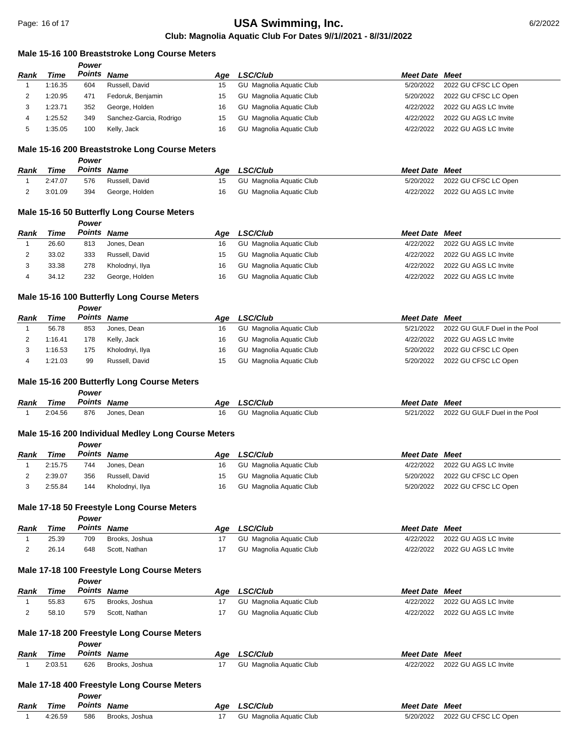### Male 15-16 100 Breaststroke Long Course Meters

| Rank | Time | Power Points | Name | Age | LSC/Club | Meet Date | Meet |
|---|---|---|---|---|---|---|---|
| 1 | 1:16.35 | 604 | Russell, David | 15 | GU Magnolia Aquatic Club | 5/20/2022 | 2022 GU CFSC LC Open |
| 2 | 1:20.95 | 471 | Fedoruk, Benjamin | 15 | GU Magnolia Aquatic Club | 5/20/2022 | 2022 GU CFSC LC Open |
| 3 | 1:23.71 | 352 | George, Holden | 16 | GU Magnolia Aquatic Club | 4/22/2022 | 2022 GU AGS LC Invite |
| 4 | 1:25.52 | 349 | Sanchez-Garcia, Rodrigo | 15 | GU Magnolia Aquatic Club | 4/22/2022 | 2022 GU AGS LC Invite |
| 5 | 1:35.05 | 100 | Kelly, Jack | 16 | GU Magnolia Aquatic Club | 4/22/2022 | 2022 GU AGS LC Invite |

### Male 15-16 200 Breaststroke Long Course Meters

| Rank | Time | Power Points | Name | Age | LSC/Club | Meet Date | Meet |
|---|---|---|---|---|---|---|---|
| 1 | 2:47.07 | 576 | Russell, David | 15 | GU Magnolia Aquatic Club | 5/20/2022 | 2022 GU CFSC LC Open |
| 2 | 3:01.09 | 394 | George, Holden | 16 | GU Magnolia Aquatic Club | 4/22/2022 | 2022 GU AGS LC Invite |

### Male 15-16 50 Butterfly Long Course Meters

| Rank | Time | Power Points | Name | Age | LSC/Club | Meet Date | Meet |
|---|---|---|---|---|---|---|---|
| 1 | 26.60 | 813 | Jones, Dean | 16 | GU Magnolia Aquatic Club | 4/22/2022 | 2022 GU AGS LC Invite |
| 2 | 33.02 | 333 | Russell, David | 15 | GU Magnolia Aquatic Club | 4/22/2022 | 2022 GU AGS LC Invite |
| 3 | 33.38 | 278 | Kholodnyi, Ilya | 16 | GU Magnolia Aquatic Club | 4/22/2022 | 2022 GU AGS LC Invite |
| 4 | 34.12 | 232 | George, Holden | 16 | GU Magnolia Aquatic Club | 4/22/2022 | 2022 GU AGS LC Invite |

### Male 15-16 100 Butterfly Long Course Meters

| Rank | Time | Power Points | Name | Age | LSC/Club | Meet Date | Meet |
|---|---|---|---|---|---|---|---|
| 1 | 56.78 | 853 | Jones, Dean | 16 | GU Magnolia Aquatic Club | 5/21/2022 | 2022 GU GULF Duel in the Pool |
| 2 | 1:16.41 | 178 | Kelly, Jack | 16 | GU Magnolia Aquatic Club | 4/22/2022 | 2022 GU AGS LC Invite |
| 3 | 1:16.53 | 175 | Kholodnyi, Ilya | 16 | GU Magnolia Aquatic Club | 5/20/2022 | 2022 GU CFSC LC Open |
| 4 | 1:21.03 | 99 | Russell, David | 15 | GU Magnolia Aquatic Club | 5/20/2022 | 2022 GU CFSC LC Open |

### Male 15-16 200 Butterfly Long Course Meters

| Rank | Time | Power Points | Name | Age | LSC/Club | Meet Date | Meet |
|---|---|---|---|---|---|---|---|
| 1 | 2:04.56 | 876 | Jones, Dean | 16 | GU Magnolia Aquatic Club | 5/21/2022 | 2022 GU GULF Duel in the Pool |

### Male 15-16 200 Individual Medley Long Course Meters

| Rank | Time | Power Points | Name | Age | LSC/Club | Meet Date | Meet |
|---|---|---|---|---|---|---|---|
| 1 | 2:15.75 | 744 | Jones, Dean | 16 | GU Magnolia Aquatic Club | 4/22/2022 | 2022 GU AGS LC Invite |
| 2 | 2:39.07 | 356 | Russell, David | 15 | GU Magnolia Aquatic Club | 5/20/2022 | 2022 GU CFSC LC Open |
| 3 | 2:55.84 | 144 | Kholodnyi, Ilya | 16 | GU Magnolia Aquatic Club | 5/20/2022 | 2022 GU CFSC LC Open |

### Male 17-18 50 Freestyle Long Course Meters

| Rank | Time | Power Points | Name | Age | LSC/Club | Meet Date | Meet |
|---|---|---|---|---|---|---|---|
| 1 | 25.39 | 709 | Brooks, Joshua | 17 | GU Magnolia Aquatic Club | 4/22/2022 | 2022 GU AGS LC Invite |
| 2 | 26.14 | 648 | Scott, Nathan | 17 | GU Magnolia Aquatic Club | 4/22/2022 | 2022 GU AGS LC Invite |

### Male 17-18 100 Freestyle Long Course Meters

| Rank | Time | Power Points | Name | Age | LSC/Club | Meet Date | Meet |
|---|---|---|---|---|---|---|---|
| 1 | 55.83 | 675 | Brooks, Joshua | 17 | GU Magnolia Aquatic Club | 4/22/2022 | 2022 GU AGS LC Invite |
| 2 | 58.10 | 579 | Scott, Nathan | 17 | GU Magnolia Aquatic Club | 4/22/2022 | 2022 GU AGS LC Invite |

### Male 17-18 200 Freestyle Long Course Meters

| Rank | Time | Power Points | Name | Age | LSC/Club | Meet Date | Meet |
|---|---|---|---|---|---|---|---|
| 1 | 2:03.51 | 626 | Brooks, Joshua | 17 | GU Magnolia Aquatic Club | 4/22/2022 | 2022 GU AGS LC Invite |

### Male 17-18 400 Freestyle Long Course Meters

| Rank | Time | Power Points | Name | Age | LSC/Club | Meet Date | Meet |
|---|---|---|---|---|---|---|---|
| 1 | 4:26.59 | 586 | Brooks, Joshua | 17 | GU Magnolia Aquatic Club | 5/20/2022 | 2022 GU CFSC LC Open |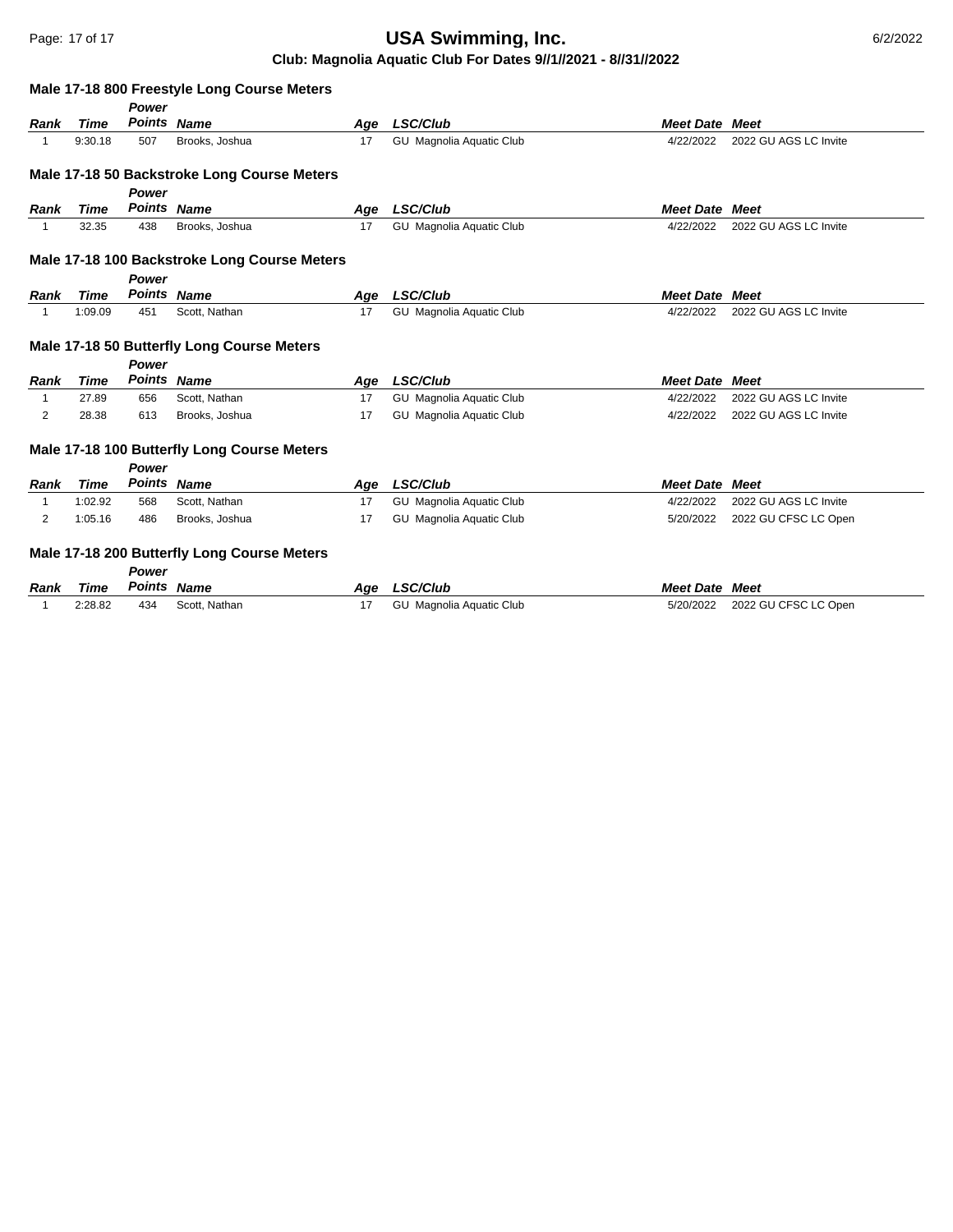Club: Magnolia Aquatic Club For Dates 9//1//2021 - 8//31//2022

### Male 17-18 800 Freestyle Long Course Meters

| Rank | Time | Power Points | Name | Age | LSC/Club | Meet Date | Meet |
|---|---|---|---|---|---|---|---|
| 1 | 9:30.18 | 507 | Brooks, Joshua | 17 | GU Magnolia Aquatic Club | 4/22/2022 | 2022 GU AGS LC Invite |

### Male 17-18 50 Backstroke Long Course Meters

| Rank | Time | Power Points | Name | Age | LSC/Club | Meet Date | Meet |
|---|---|---|---|---|---|---|---|
| 1 | 32.35 | 438 | Brooks, Joshua | 17 | GU Magnolia Aquatic Club | 4/22/2022 | 2022 GU AGS LC Invite |

### Male 17-18 100 Backstroke Long Course Meters

| Rank | Time | Power Points | Name | Age | LSC/Club | Meet Date | Meet |
|---|---|---|---|---|---|---|---|
| 1 | 1:09.09 | 451 | Scott, Nathan | 17 | GU Magnolia Aquatic Club | 4/22/2022 | 2022 GU AGS LC Invite |

### Male 17-18 50 Butterfly Long Course Meters

| Rank | Time | Power Points | Name | Age | LSC/Club | Meet Date | Meet |
|---|---|---|---|---|---|---|---|
| 1 | 27.89 | 656 | Scott, Nathan | 17 | GU Magnolia Aquatic Club | 4/22/2022 | 2022 GU AGS LC Invite |
| 2 | 28.38 | 613 | Brooks, Joshua | 17 | GU Magnolia Aquatic Club | 4/22/2022 | 2022 GU AGS LC Invite |

### Male 17-18 100 Butterfly Long Course Meters

| Rank | Time | Power Points | Name | Age | LSC/Club | Meet Date | Meet |
|---|---|---|---|---|---|---|---|
| 1 | 1:02.92 | 568 | Scott, Nathan | 17 | GU Magnolia Aquatic Club | 4/22/2022 | 2022 GU AGS LC Invite |
| 2 | 1:05.16 | 486 | Brooks, Joshua | 17 | GU Magnolia Aquatic Club | 5/20/2022 | 2022 GU CFSC LC Open |

### Male 17-18 200 Butterfly Long Course Meters

| Rank | Time | Power Points | Name | Age | LSC/Club | Meet Date | Meet |
|---|---|---|---|---|---|---|---|
| 1 | 2:28.82 | 434 | Scott, Nathan | 17 | GU Magnolia Aquatic Club | 5/20/2022 | 2022 GU CFSC LC Open |